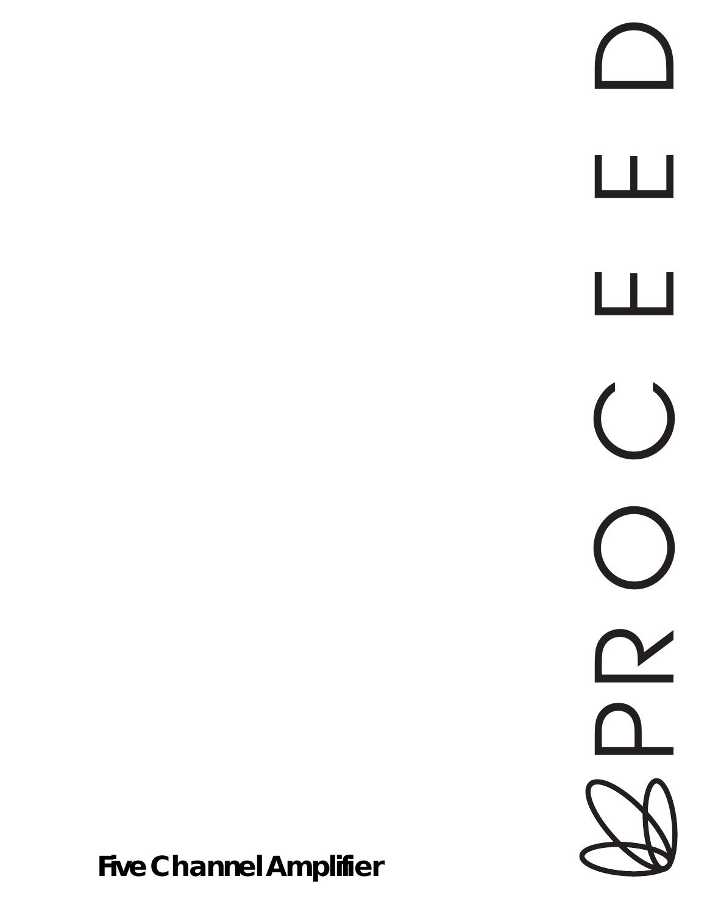# PROCEED

**Five Channel Amplifier**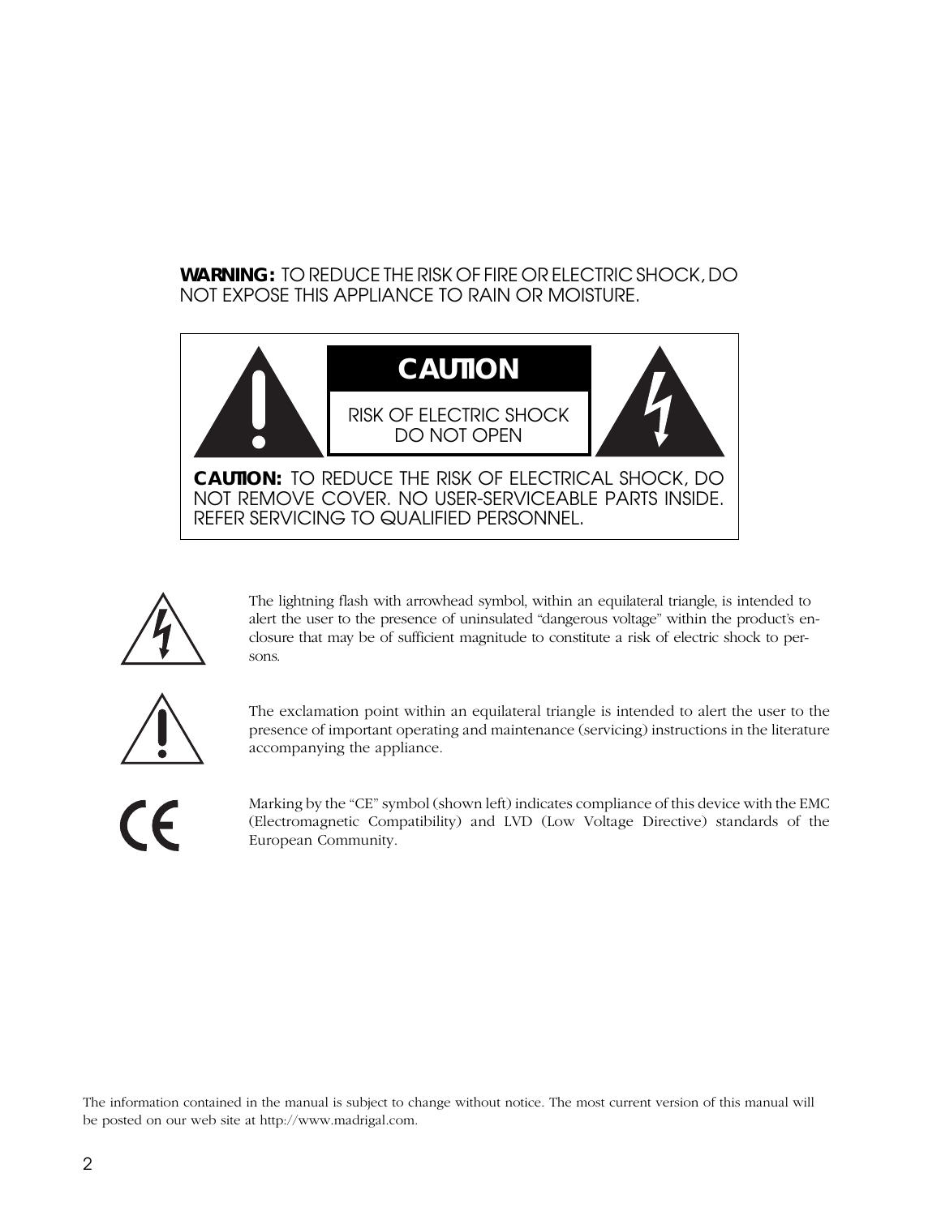**WARNING:** TO REDUCE THE RISK OF FIRE OR ELECTRIC SHOCK, DO NOT EXPOSE THIS APPLIANCE TO RAIN OR MOISTURE.

**CAUTION**

RISK OF ELECTRIC SHOCK
DO NOT OPEN

**CAUTION:** TO REDUCE THE RISK OF ELECTRICAL SHOCK, DO NOT REMOVE COVER. NO USER-SERVICEABLE PARTS INSIDE. REFER SERVICING TO QUALIFIED PERSONNEL.

The lightning flash with arrowhead symbol, within an equilateral triangle, is intended to alert the user to the presence of uninsulated "dangerous voltage" within the product's enclosure that may be of sufficient magnitude to constitute a risk of electric shock to persons.

The exclamation point within an equilateral triangle is intended to alert the user to the presence of important operating and maintenance (servicing) instructions in the literature accompanying the appliance.

Marking by the "CE" symbol (shown left) indicates compliance of this device with the EMC (Electromagnetic Compatibility) and LVD (Low Voltage Directive) standards of the European Community.

The information contained in the manual is subject to change without notice. The most current version of this manual will be posted on our web site at http://www.madrigal.com.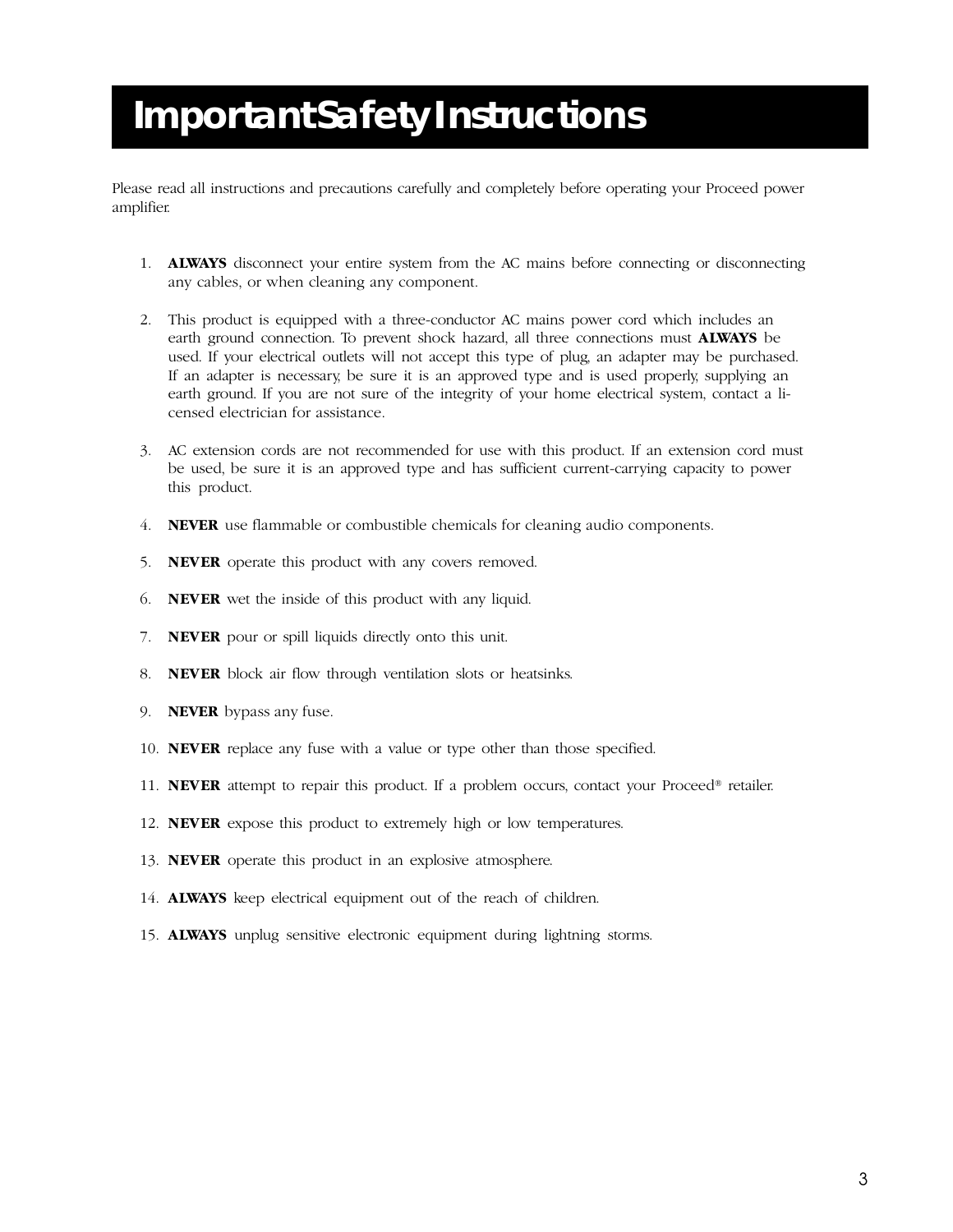# Important Safety Instructions

Please read all instructions and precautions carefully and completely before operating your Proceed power amplifier.

1. **ALWAYS** disconnect your entire system from the AC mains before connecting or disconnecting any cables, or when cleaning any component.
2. This product is equipped with a three-conductor AC mains power cord which includes an earth ground connection. To prevent shock hazard, all three connections must **ALWAYS** be used. If your electrical outlets will not accept this type of plug, an adapter may be purchased. If an adapter is necessary, be sure it is an approved type and is used properly, supplying an earth ground. If you are not sure of the integrity of your home electrical system, contact a licensed electrician for assistance.
3. AC extension cords are not recommended for use with this product. If an extension cord must be used, be sure it is an approved type and has sufficient current-carrying capacity to power this product.
4. **NEVER** use flammable or combustible chemicals for cleaning audio components.
5. **NEVER** operate this product with any covers removed.
6. **NEVER** wet the inside of this product with any liquid.
7. **NEVER** pour or spill liquids directly onto this unit.
8. **NEVER** block air flow through ventilation slots or heatsinks.
9. **NEVER** bypass any fuse.
10. **NEVER** replace any fuse with a value or type other than those specified.
11. **NEVER** attempt to repair this product. If a problem occurs, contact your Proceed® retailer.
12. **NEVER** expose this product to extremely high or low temperatures.
13. **NEVER** operate this product in an explosive atmosphere.
14. **ALWAYS** keep electrical equipment out of the reach of children.
15. **ALWAYS** unplug sensitive electronic equipment during lightning storms.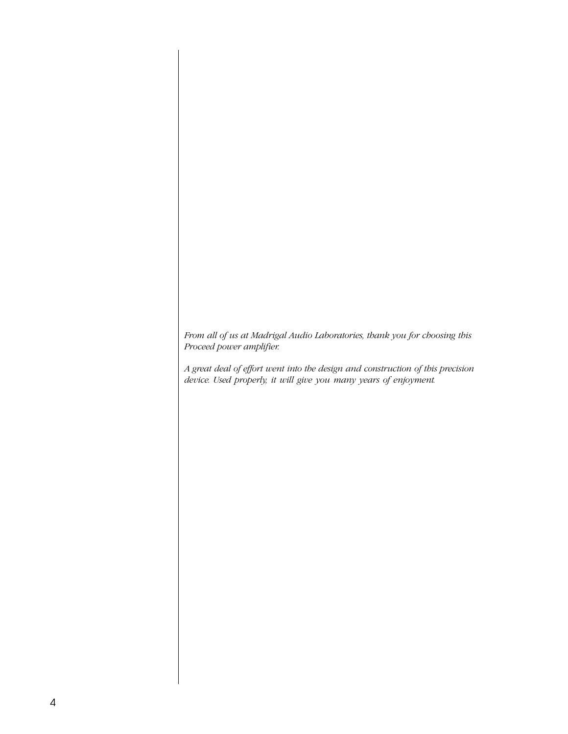*From all of us at Madrigal Audio Laboratories, thank you for choosing this Proceed power amplifier.*

*A great deal of effort went into the design and construction of this precision device. Used properly, it will give you many years of enjoyment.*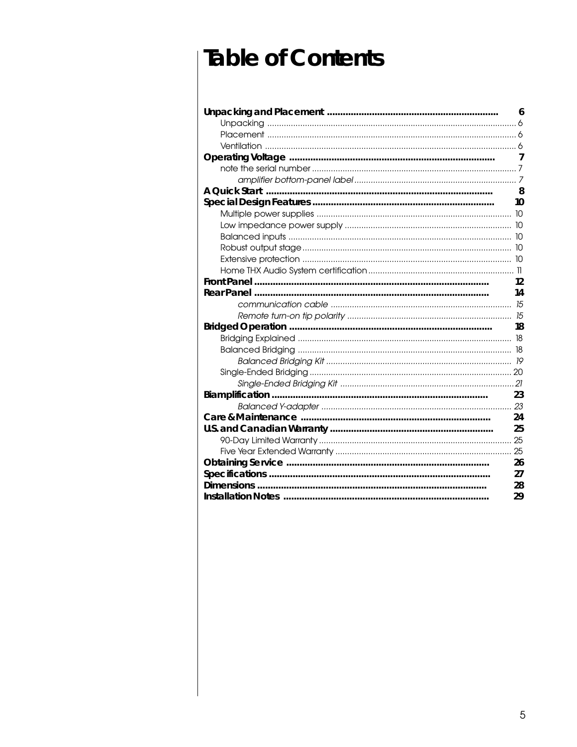# Table of Contents

**Unpacking and Placement** ........................................................ **6**

- Unpacking ........................................................ 6
- Placement ........................................................ 6
- Ventilation ........................................................ 6

**Operating Voltage** ........................................................ **7**

- note the serial number ........................................................ 7
    - *amplifier bottom-panel label* ........................................................ *7*

**A Quick Start** ........................................................ **8**

**Special Design Features** ........................................................ **10**

- Multiple power supplies ........................................................ 10
- Low impedance power supply ........................................................ 10
- Balanced inputs ........................................................ 10
- Robust output stage ........................................................ 10
- Extensive protection ........................................................ 10
- Home THX Audio System certification ........................................................ 11

**Front Panel** ........................................................ **12**

**Rear Panel** ........................................................ **14**

- *communication cable* ........................................................ *15*
- *Remote turn-on tip polarity* ........................................................ *15*

**Bridged Operation** ........................................................ **18**

- Bridging Explained ........................................................ 18
- Balanced Bridging ........................................................ 18
    - *Balanced Bridging Kit* ........................................................ *19*
- Single-Ended Bridging ........................................................ 20
    - *Single-Ended Bridging Kit* ........................................................ *21*

**Biamplification** ........................................................ **23**

- *Balanced Y-adapter* ........................................................ *23*

**Care & Maintenance** ........................................................ **24**

**U.S. and Canadian Warranty** ........................................................ **25**

- 90-Day Limited Warranty ........................................................ 25
- Five Year Extended Warranty ........................................................ 25

**Obtaining Service** ........................................................ **26**

**Specifications** ........................................................ **27**

**Dimensions** ........................................................ **28**

**Installation Notes** ........................................................ **29**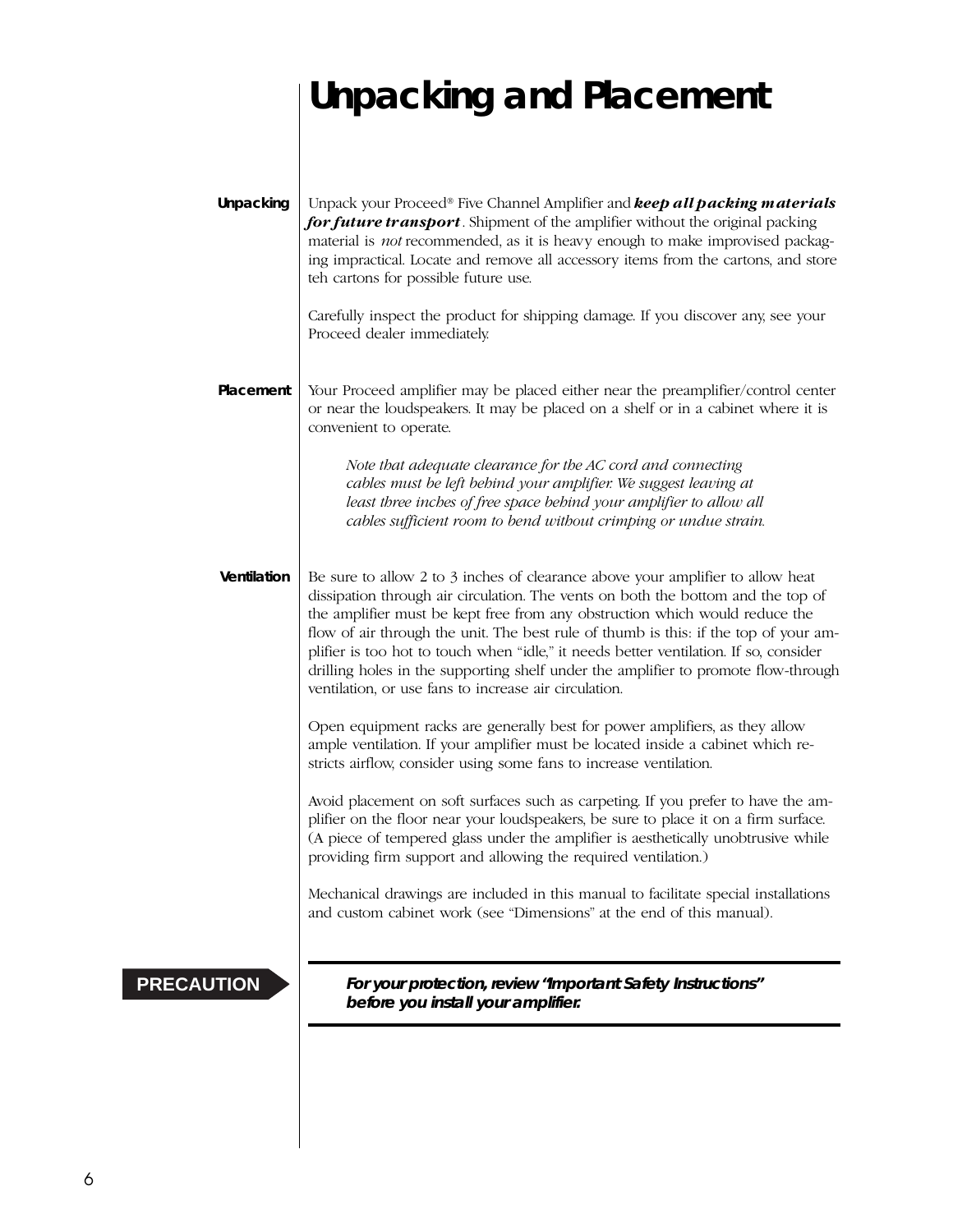# Unpacking and Placement

## Unpacking

Unpack your Proceed® Five Channel Amplifier and ***keep all packing materials for future transport***. Shipment of the amplifier without the original packing material is *not* recommended, as it is heavy enough to make improvised packaging impractical. Locate and remove all accessory items from the cartons, and store teh cartons for possible future use.

Carefully inspect the product for shipping damage. If you discover any, see your Proceed dealer immediately.

## Placement

Your Proceed amplifier may be placed either near the preamplifier/control center or near the loudspeakers. It may be placed on a shelf or in a cabinet where it is convenient to operate.

> *Note that adequate clearance for the AC cord and connecting cables must be left behind your amplifier. We suggest leaving at least three inches of free space behind your amplifier to allow all cables sufficient room to bend without crimping or undue strain.*

## Ventilation

Be sure to allow 2 to 3 inches of clearance above your amplifier to allow heat dissipation through air circulation. The vents on both the bottom and the top of the amplifier must be kept free from any obstruction which would reduce the flow of air through the unit. The best rule of thumb is this: if the top of your amplifier is too hot to touch when "idle," it needs better ventilation. If so, consider drilling holes in the supporting shelf under the amplifier to promote flow-through ventilation, or use fans to increase air circulation.

Open equipment racks are generally best for power amplifiers, as they allow ample ventilation. If your amplifier must be located inside a cabinet which restricts airflow, consider using some fans to increase ventilation.

Avoid placement on soft surfaces such as carpeting. If you prefer to have the amplifier on the floor near your loudspeakers, be sure to place it on a firm surface. (A piece of tempered glass under the amplifier is aesthetically unobtrusive while providing firm support and allowing the required ventilation.)

Mechanical drawings are included in this manual to facilitate special installations and custom cabinet work (see "Dimensions" at the end of this manual).

**PRECAUTION**

***For your protection, review "Important Safety Instructions" before you install your amplifier.***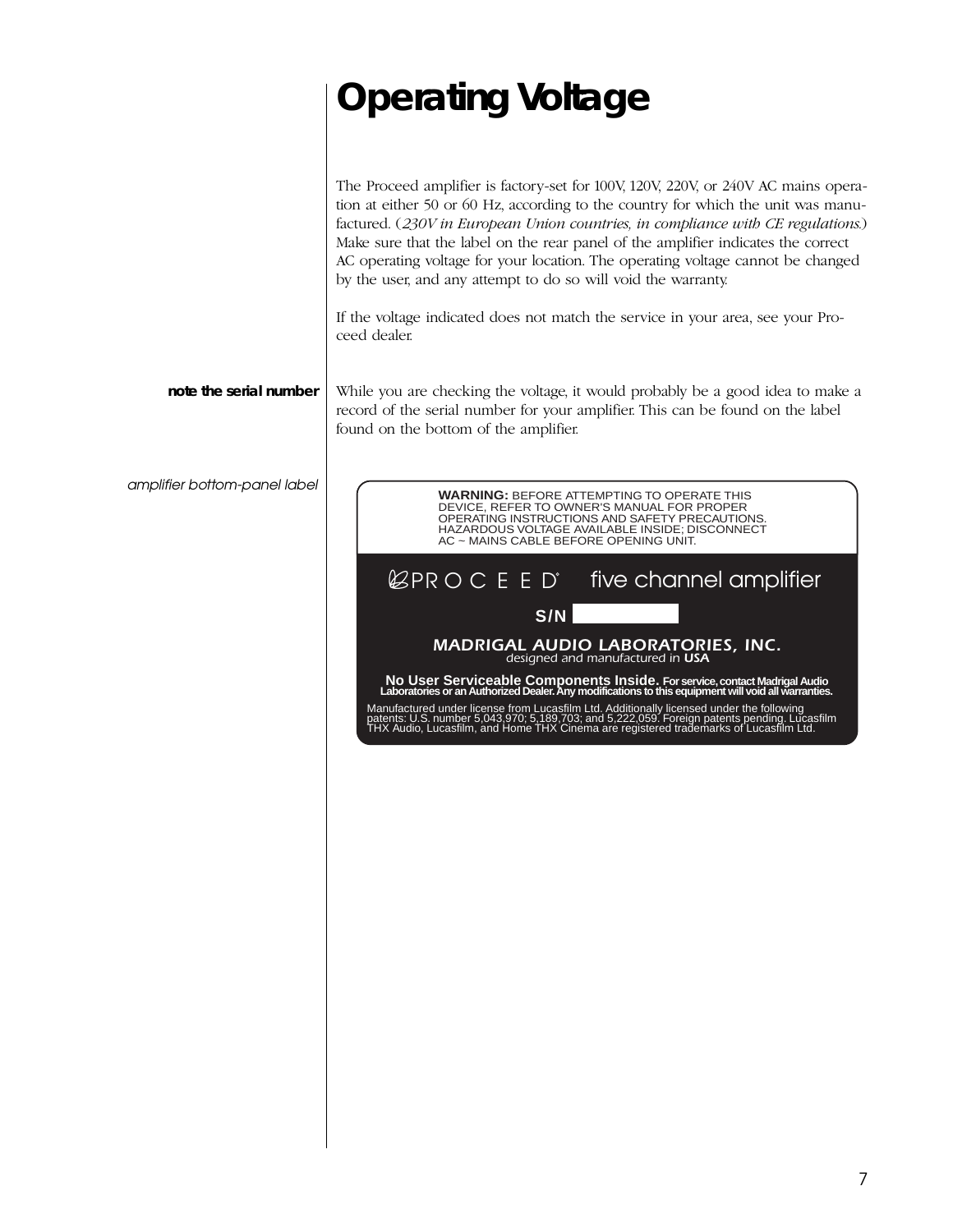# Operating Voltage

The Proceed amplifier is factory-set for 100V, 120V, 220V, or 240V AC mains operation at either 50 or 60 Hz, according to the country for which the unit was manufactured. (*230V in European Union countries, in compliance with CE regulations.*) Make sure that the label on the rear panel of the amplifier indicates the correct AC operating voltage for your location. The operating voltage cannot be changed by the user, and any attempt to do so will void the warranty.

If the voltage indicated does not match the service in your area, see your Proceed dealer.

**note the serial number**

While you are checking the voltage, it would probably be a good idea to make a record of the serial number for your amplifier. This can be found on the label found on the bottom of the amplifier.

*amplifier bottom-panel label*

**WARNING:** BEFORE ATTEMPTING TO OPERATE THIS DEVICE, REFER TO OWNER'S MANUAL FOR PROPER OPERATING INSTRUCTIONS AND SAFETY PRECAUTIONS. HAZARDOUS VOLTAGE AVAILABLE INSIDE; DISCONNECT AC ~ MAINS CABLE BEFORE OPENING UNIT.

PROCEED® five channel amplifier

S/N

MADRIGAL AUDIO LABORATORIES, INC.
*designed and manufactured in* **USA**

**No User Serviceable Components Inside. For service, contact Madrigal Audio Laboratories or an Authorized Dealer. Any modifications to this equipment will void all warranties.**

Manufactured under license from Lucasfilm Ltd. Additionally licensed under the following patents: U.S. number 5,043,970; 5,189,703; and 5,222,059. Foreign patents pending. Lucasfilm THX Audio, Lucasfilm, and Home THX Cinema are registered trademarks of Lucasfilm Ltd.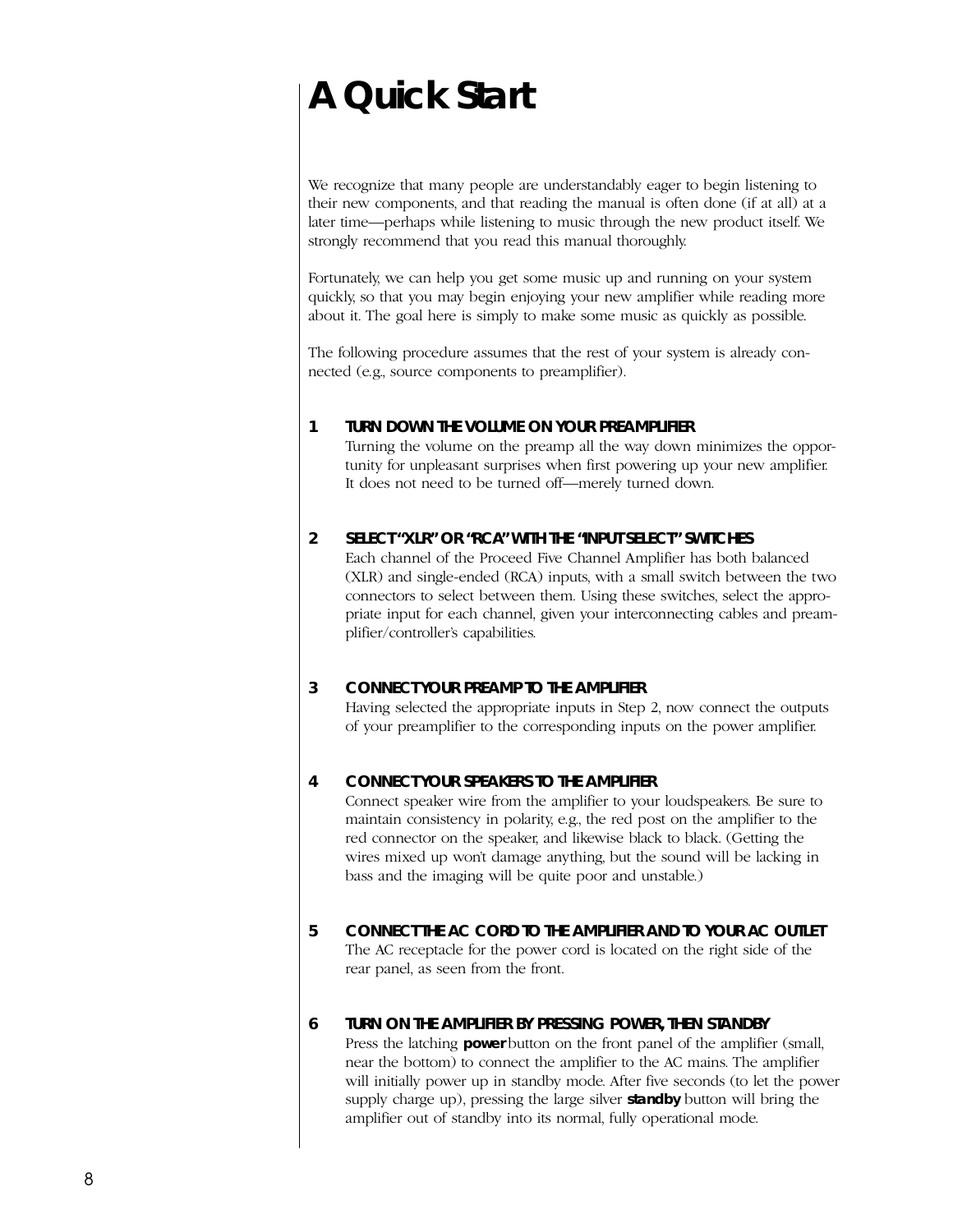# A Quick Start

We recognize that many people are understandably eager to begin listening to their new components, and that reading the manual is often done (if at all) at a later time—perhaps while listening to music through the new product itself. We strongly recommend that you read this manual thoroughly.

Fortunately, we can help you get some music up and running on your system quickly, so that you may begin enjoying your new amplifier while reading more about it. The goal here is simply to make some music as quickly as possible.

The following procedure assumes that the rest of your system is already connected (e.g., source components to preamplifier).

**1 TURN DOWN THE VOLUME ON YOUR PREAMPLIFIER**

Turning the volume on the preamp all the way down minimizes the opportunity for unpleasant surprises when first powering up your new amplifier. It does not need to be turned off—merely turned down.

**2 SELECT "XLR" OR "RCA" WITH THE "INPUT SELECT" SWITCHES**

Each channel of the Proceed Five Channel Amplifier has both balanced (XLR) and single-ended (RCA) inputs, with a small switch between the two connectors to select between them. Using these switches, select the appropriate input for each channel, given your interconnecting cables and preamplifier/controller's capabilities.

**3 CONNECT YOUR PREAMP TO THE AMPLIFIER**

Having selected the appropriate inputs in Step 2, now connect the outputs of your preamplifier to the corresponding inputs on the power amplifier.

**4 CONNECT YOUR SPEAKERS TO THE AMPLIFIER**

Connect speaker wire from the amplifier to your loudspeakers. Be sure to maintain consistency in polarity, e.g., the red post on the amplifier to the red connector on the speaker, and likewise black to black. (Getting the wires mixed up won't damage anything, but the sound will be lacking in bass and the imaging will be quite poor and unstable.)

**5 CONNECT THE AC CORD TO THE AMPLIFIER AND TO YOUR AC OUTLET**

The AC receptacle for the power cord is located on the right side of the rear panel, as seen from the front.

**6 TURN ON THE AMPLIFIER BY PRESSING POWER, THEN STANDBY**

Press the latching **power** button on the front panel of the amplifier (small, near the bottom) to connect the amplifier to the AC mains. The amplifier will initially power up in standby mode. After five seconds (to let the power supply charge up), pressing the large silver **standby** button will bring the amplifier out of standby into its normal, fully operational mode.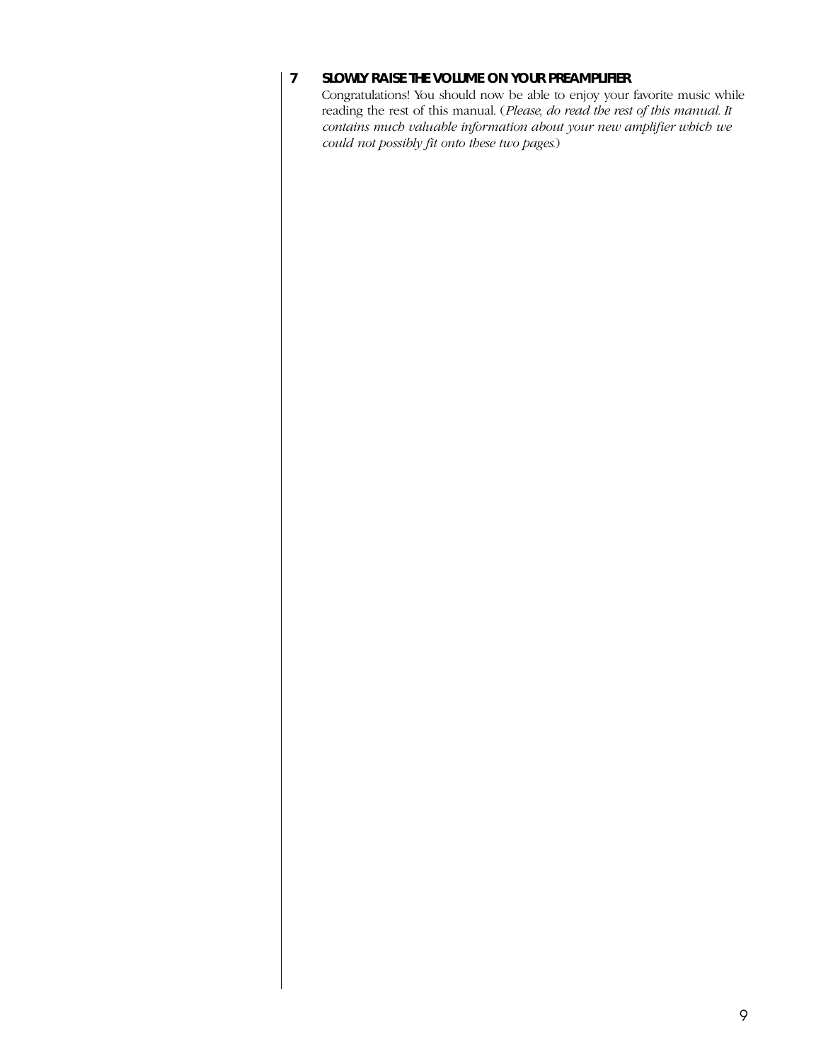**7 SLOWLY RAISE THE VOLUME ON YOUR PREAMPLIFIER**

Congratulations! You should now be able to enjoy your favorite music while reading the rest of this manual. (*Please, do read the rest of this manual. It contains much valuable information about your new amplifier which we could not possibly fit onto these two pages.*)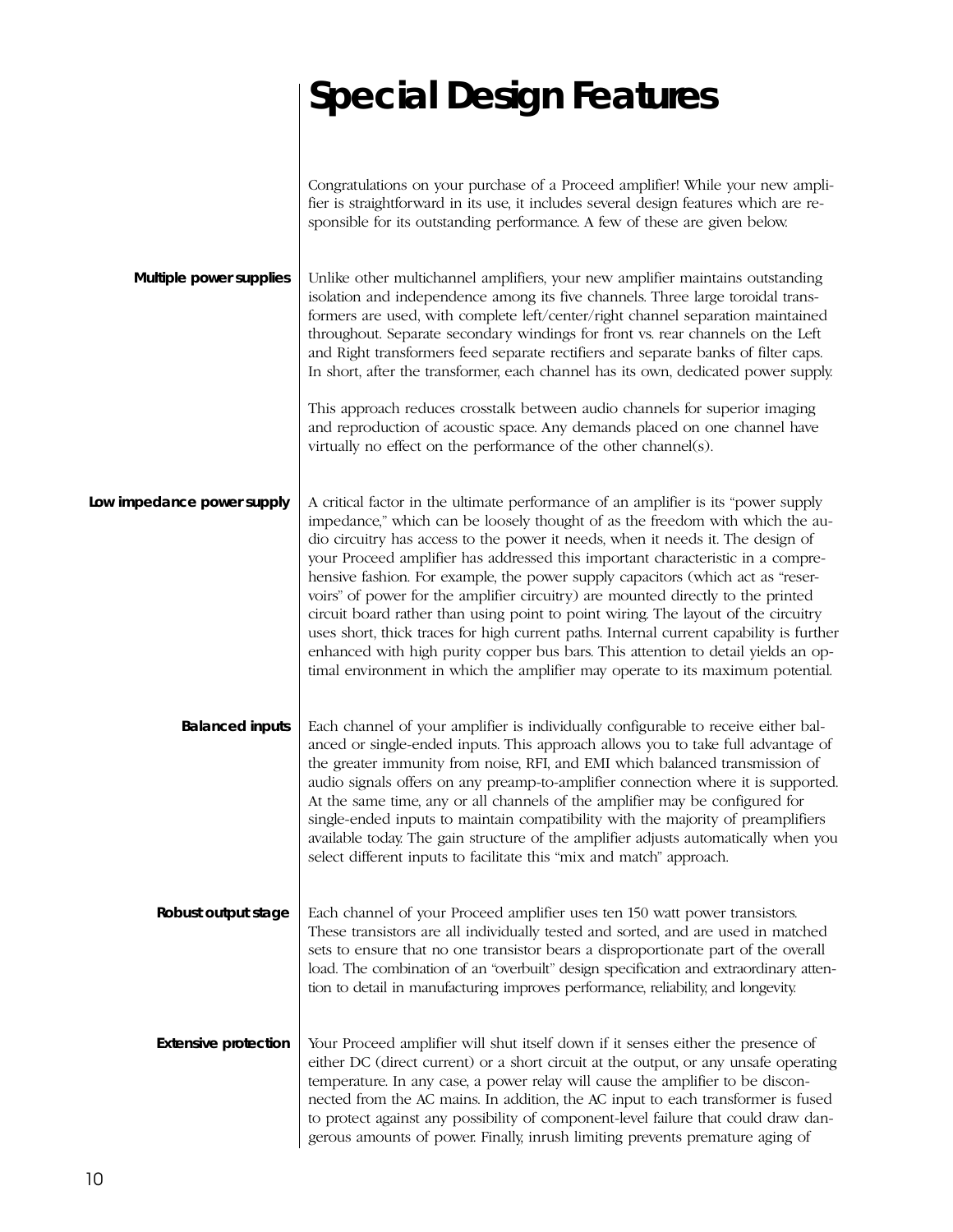# Special Design Features

Congratulations on your purchase of a Proceed amplifier! While your new amplifier is straightforward in its use, it includes several design features which are responsible for its outstanding performance. A few of these are given below.

**Multiple power supplies**

Unlike other multichannel amplifiers, your new amplifier maintains outstanding isolation and independence among its five channels. Three large toroidal transformers are used, with complete left/center/right channel separation maintained throughout. Separate secondary windings for front vs. rear channels on the Left and Right transformers feed separate rectifiers and separate banks of filter caps. In short, after the transformer, each channel has its own, dedicated power supply.

This approach reduces crosstalk between audio channels for superior imaging and reproduction of acoustic space. Any demands placed on one channel have virtually no effect on the performance of the other channel(s).

**Low impedance power supply**

A critical factor in the ultimate performance of an amplifier is its "power supply impedance," which can be loosely thought of as the freedom with which the audio circuitry has access to the power it needs, when it needs it. The design of your Proceed amplifier has addressed this important characteristic in a comprehensive fashion. For example, the power supply capacitors (which act as "reservoirs" of power for the amplifier circuitry) are mounted directly to the printed circuit board rather than using point to point wiring. The layout of the circuitry uses short, thick traces for high current paths. Internal current capability is further enhanced with high purity copper bus bars. This attention to detail yields an optimal environment in which the amplifier may operate to its maximum potential.

**Balanced inputs**

Each channel of your amplifier is individually configurable to receive either balanced or single-ended inputs. This approach allows you to take full advantage of the greater immunity from noise, RFI, and EMI which balanced transmission of audio signals offers on any preamp-to-amplifier connection where it is supported. At the same time, any or all channels of the amplifier may be configured for single-ended inputs to maintain compatibility with the majority of preamplifiers available today. The gain structure of the amplifier adjusts automatically when you select different inputs to facilitate this "mix and match" approach.

**Robust output stage**

Each channel of your Proceed amplifier uses ten 150 watt power transistors. These transistors are all individually tested and sorted, and are used in matched sets to ensure that no one transistor bears a disproportionate part of the overall load. The combination of an "overbuilt" design specification and extraordinary attention to detail in manufacturing improves performance, reliability, and longevity.

**Extensive protection**

Your Proceed amplifier will shut itself down if it senses either the presence of either DC (direct current) or a short circuit at the output, or any unsafe operating temperature. In any case, a power relay will cause the amplifier to be disconnected from the AC mains. In addition, the AC input to each transformer is fused to protect against any possibility of component-level failure that could draw dangerous amounts of power. Finally, inrush limiting prevents premature aging of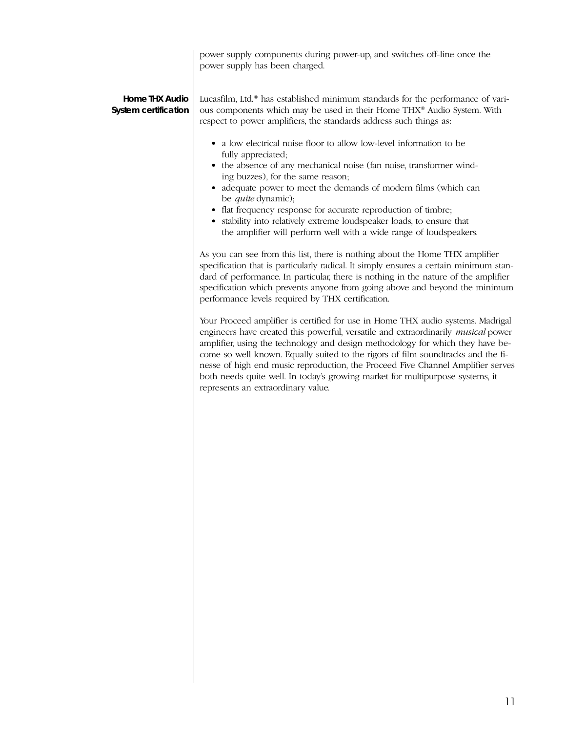power supply components during power-up, and switches off-line once the power supply has been charged.

### Home THX Audio System certification

Lucasfilm, Ltd.® has established minimum standards for the performance of various components which may be used in their Home THX® Audio System. With respect to power amplifiers, the standards address such things as:

- a low electrical noise floor to allow low-level information to be fully appreciated;
- the absence of any mechanical noise (fan noise, transformer winding buzzes), for the same reason;
- adequate power to meet the demands of modern films (which can be *quite* dynamic);
- flat frequency response for accurate reproduction of timbre;
- stability into relatively extreme loudspeaker loads, to ensure that the amplifier will perform well with a wide range of loudspeakers.

As you can see from this list, there is nothing about the Home THX amplifier specification that is particularly radical. It simply ensures a certain minimum standard of performance. In particular, there is nothing in the nature of the amplifier specification which prevents anyone from going above and beyond the minimum performance levels required by THX certification.

Your Proceed amplifier is certified for use in Home THX audio systems. Madrigal engineers have created this powerful, versatile and extraordinarily *musical* power amplifier, using the technology and design methodology for which they have become so well known. Equally suited to the rigors of film soundtracks and the finesse of high end music reproduction, the Proceed Five Channel Amplifier serves both needs quite well. In today's growing market for multipurpose systems, it represents an extraordinary value.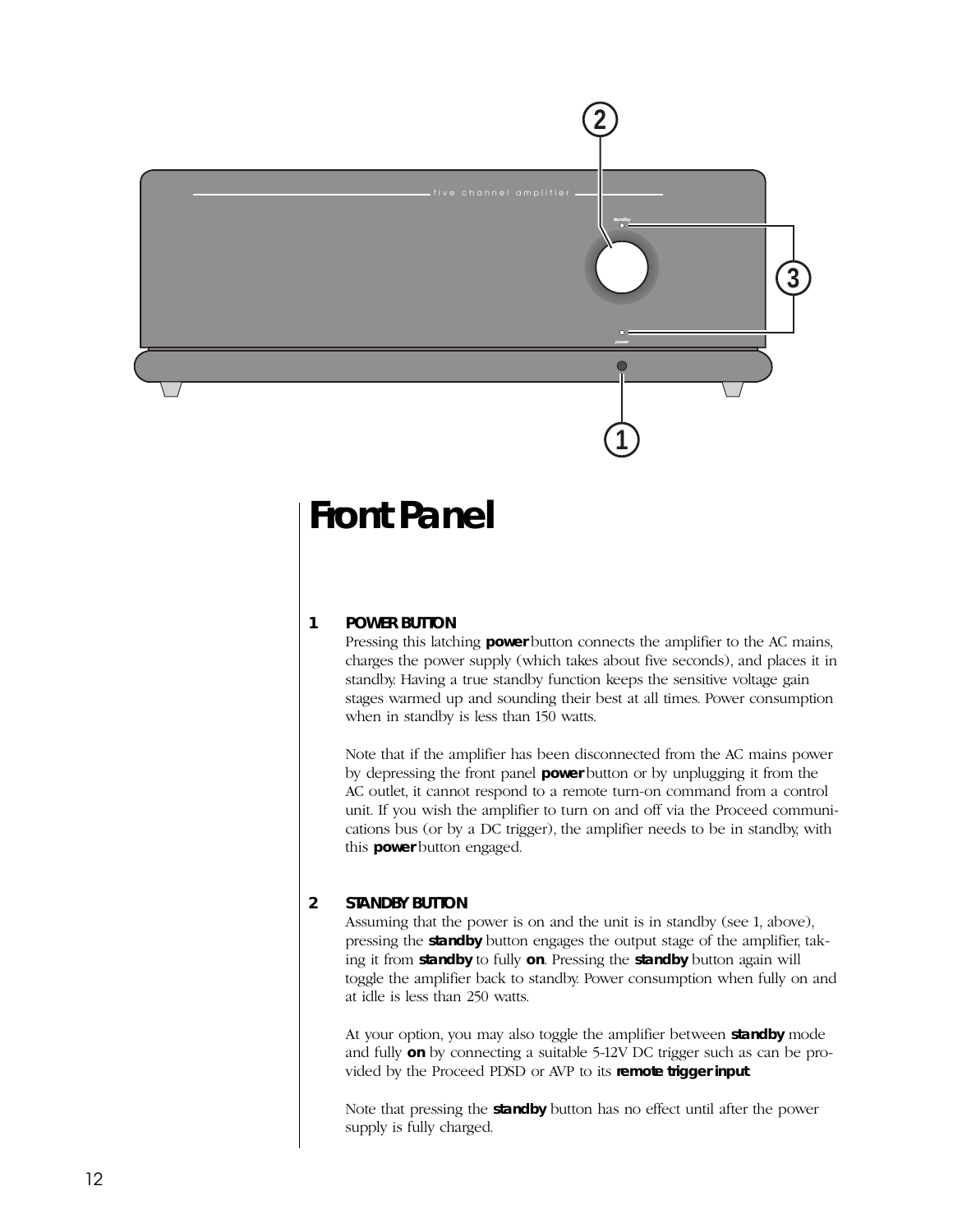# Front Panel

**1 POWER BUTTON**

Pressing this latching **power** button connects the amplifier to the AC mains, charges the power supply (which takes about five seconds), and places it in standby. Having a true standby function keeps the sensitive voltage gain stages warmed up and sounding their best at all times. Power consumption when in standby is less than 150 watts.

Note that if the amplifier has been disconnected from the AC mains power by depressing the front panel **power** button or by unplugging it from the AC outlet, it cannot respond to a remote turn-on command from a control unit. If you wish the amplifier to turn on and off via the Proceed communications bus (or by a DC trigger), the amplifier needs to be in standby, with this **power** button engaged.

**2 STANDBY BUTTON**

Assuming that the power is on and the unit is in standby (see 1, above), pressing the **standby** button engages the output stage of the amplifier, taking it from **standby** to fully **on**. Pressing the **standby** button again will toggle the amplifier back to standby. Power consumption when fully on and at idle is less than 250 watts.

At your option, you may also toggle the amplifier between **standby** mode and fully **on** by connecting a suitable 5-12V DC trigger such as can be provided by the Proceed PDSD or AVP to its **remote trigger input**.

Note that pressing the **standby** button has no effect until after the power supply is fully charged.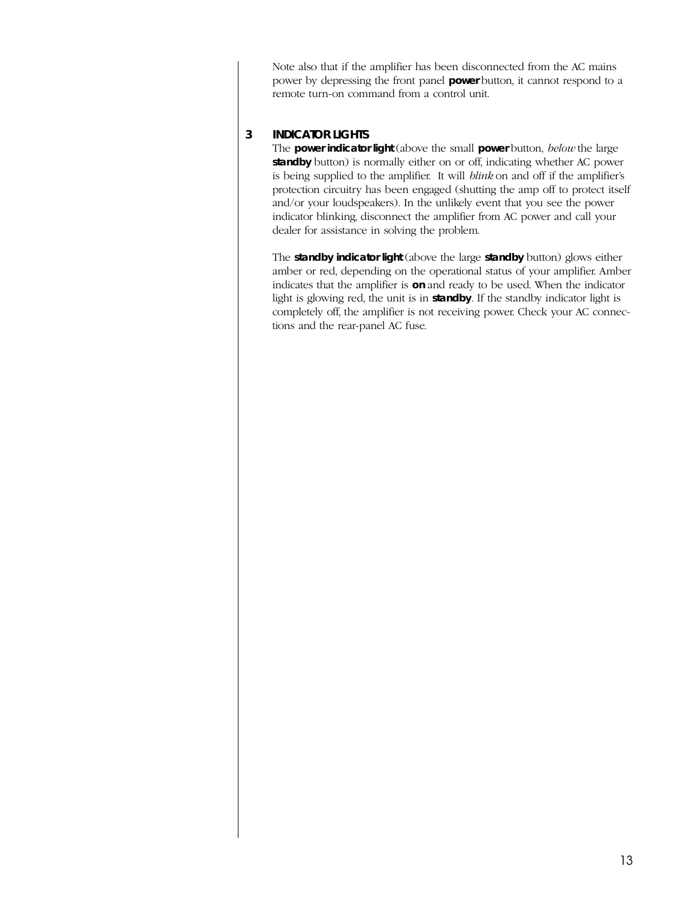Note also that if the amplifier has been disconnected from the AC mains power by depressing the front panel **power** button, it cannot respond to a remote turn-on command from a control unit.

### 3 INDICATOR LIGHTS

The **power indicator light** (above the small **power** button, *below* the large **standby** button) is normally either on or off, indicating whether AC power is being supplied to the amplifier. It will *blink* on and off if the amplifier's protection circuitry has been engaged (shutting the amp off to protect itself and/or your loudspeakers). In the unlikely event that you see the power indicator blinking, disconnect the amplifier from AC power and call your dealer for assistance in solving the problem.

The **standby indicator light** (above the large **standby** button) glows either amber or red, depending on the operational status of your amplifier. Amber indicates that the amplifier is **on** and ready to be used. When the indicator light is glowing red, the unit is in **standby**. If the standby indicator light is completely off, the amplifier is not receiving power. Check your AC connections and the rear-panel AC fuse.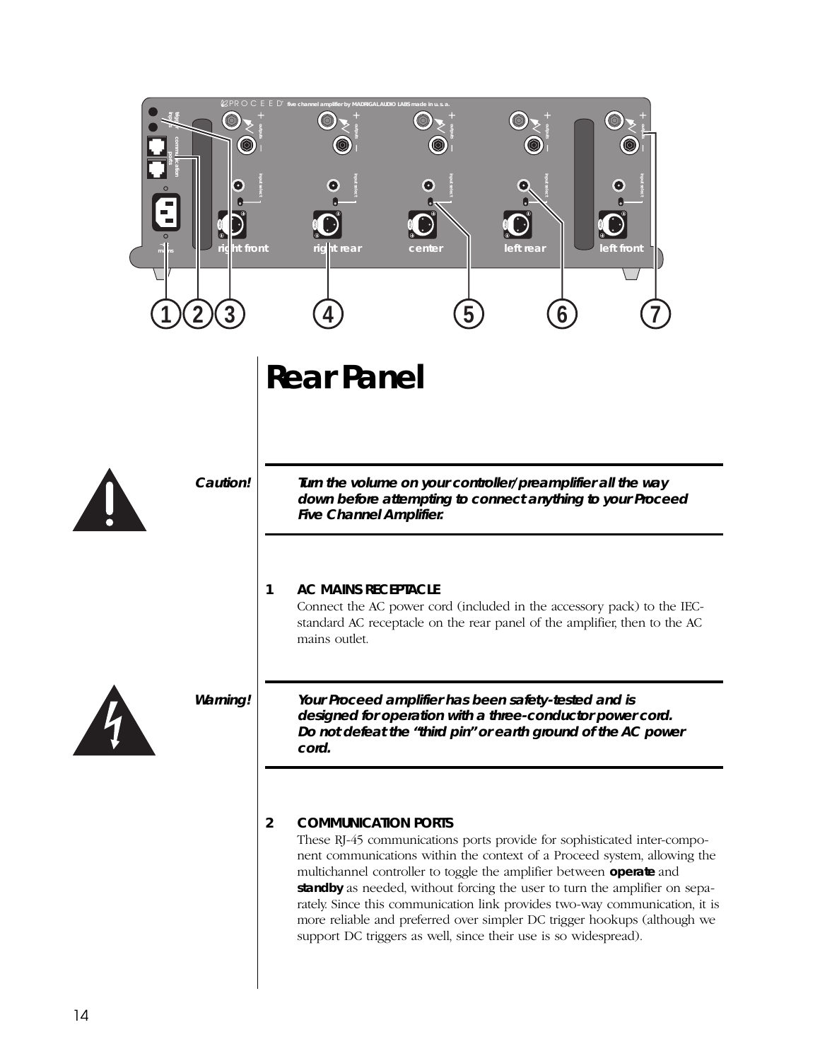# Rear Panel

**Caution!** ***Turn the volume on your controller/preamplifier all the way down before attempting to connect anything to your Proceed Five Channel Amplifier.***

**1 AC MAINS RECEPTACLE**

Connect the AC power cord (included in the accessory pack) to the IEC-standard AC receptacle on the rear panel of the amplifier, then to the AC mains outlet.

**Warning!** ***Your Proceed amplifier has been safety-tested and is designed for operation with a three-conductor power cord. Do not defeat the "third pin" or earth ground of the AC power cord.***

**2 COMMUNICATION PORTS**

These RJ-45 communications ports provide for sophisticated inter-component communications within the context of a Proceed system, allowing the multichannel controller to toggle the amplifier between **operate** and **standby** as needed, without forcing the user to turn the amplifier on separately. Since this communication link provides two-way communication, it is more reliable and preferred over simpler DC trigger hookups (although we support DC triggers as well, since their use is so widespread).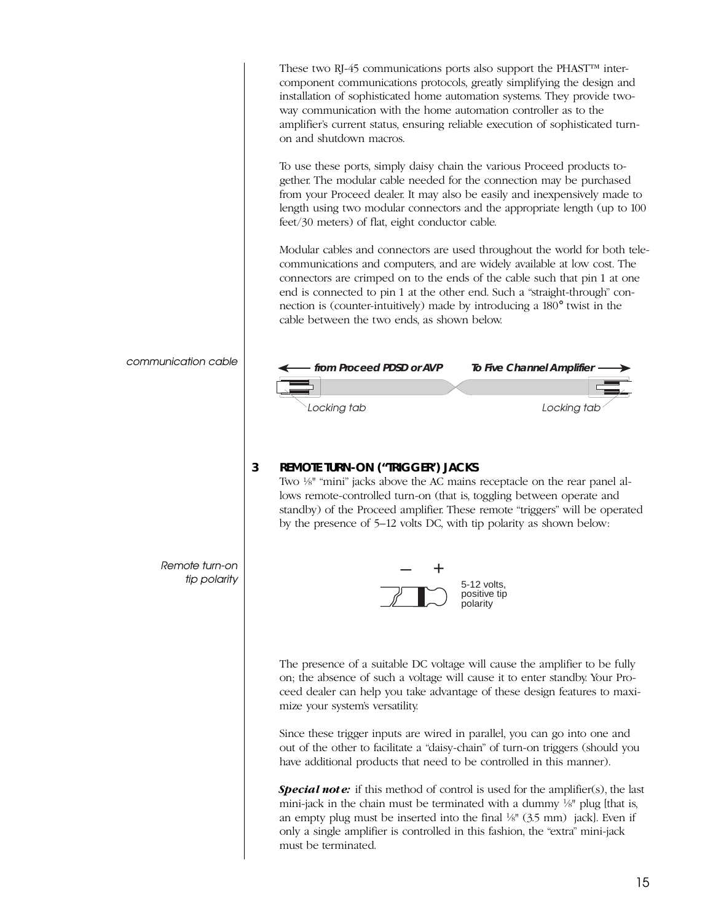These two RJ-45 communications ports also support the PHAST™ inter-component communications protocols, greatly simplifying the design and installation of sophisticated home automation systems. They provide two-way communication with the home automation controller as to the amplifier's current status, ensuring reliable execution of sophisticated turn-on and shutdown macros.

To use these ports, simply daisy chain the various Proceed products together. The modular cable needed for the connection may be purchased from your Proceed dealer. It may also be easily and inexpensively made to length using two modular connectors and the appropriate length (up to 100 feet/30 meters) of flat, eight conductor cable.

Modular cables and connectors are used throughout the world for both telecommunications and computers, and are widely available at low cost. The connectors are crimped on to the ends of the cable such that pin 1 at one end is connected to pin 1 at the other end. Such a "straight-through" connection is (counter-intuitively) made by introducing a 180° twist in the cable between the two ends, as shown below.

*communication cable*

**from Proceed PDSD or AVP** — **To Five Channel Amplifier**

Locking tab — Locking tab

### 3 REMOTE TURN-ON ("TRIGGER") JACKS

Two ⅛" "mini" jacks above the AC mains receptacle on the rear panel allows remote-controlled turn-on (that is, toggling between operate and standby) of the Proceed amplifier. These remote "triggers" will be operated by the presence of 5–12 volts DC, with tip polarity as shown below:

*Remote turn-on tip polarity*

– +

5-12 volts, positive tip polarity

The presence of a suitable DC voltage will cause the amplifier to be fully on; the absence of such a voltage will cause it to enter standby. Your Proceed dealer can help you take advantage of these design features to maximize your system's versatility.

Since these trigger inputs are wired in parallel, you can go into one and out of the other to facilitate a "daisy-chain" of turn-on triggers (should you have additional products that need to be controlled in this manner).

***Special note:*** if this method of control is used for the amplifier(s), the last mini-jack in the chain must be terminated with a dummy ⅛" plug [that is, an empty plug must be inserted into the final ⅛" (3.5 mm) jack]. Even if only a single amplifier is controlled in this fashion, the "extra" mini-jack must be terminated.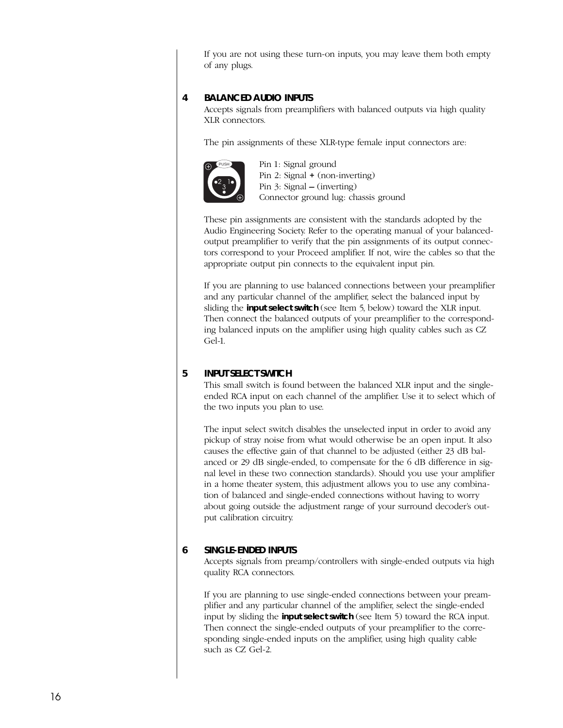If you are not using these turn-on inputs, you may leave them both empty of any plugs.

### 4 BALANCED AUDIO INPUTS

Accepts signals from preamplifiers with balanced outputs via high quality XLR connectors.

The pin assignments of these XLR-type female input connectors are:

Pin 1: Signal ground
Pin 2: Signal + (non-inverting)
Pin 3: Signal – (inverting)
Connector ground lug: chassis ground

These pin assignments are consistent with the standards adopted by the Audio Engineering Society. Refer to the operating manual of your balanced-output preamplifier to verify that the pin assignments of its output connectors correspond to your Proceed amplifier. If not, wire the cables so that the appropriate output pin connects to the equivalent input pin.

If you are planning to use balanced connections between your preamplifier and any particular channel of the amplifier, select the balanced input by sliding the **input select switch** (see Item 5, below) toward the XLR input. Then connect the balanced outputs of your preamplifier to the corresponding balanced inputs on the amplifier using high quality cables such as CZ Gel-1.

### 5 INPUT SELECT SWITCH

This small switch is found between the balanced XLR input and the single-ended RCA input on each channel of the amplifier. Use it to select which of the two inputs you plan to use.

The input select switch disables the unselected input in order to avoid any pickup of stray noise from what would otherwise be an open input. It also causes the effective gain of that channel to be adjusted (either 23 dB balanced or 29 dB single-ended, to compensate for the 6 dB difference in signal level in these two connection standards). Should you use your amplifier in a home theater system, this adjustment allows you to use any combination of balanced and single-ended connections without having to worry about going outside the adjustment range of your surround decoder's output calibration circuitry.

### 6 SINGLE-ENDED INPUTS

Accepts signals from preamp/controllers with single-ended outputs via high quality RCA connectors.

If you are planning to use single-ended connections between your preamplifier and any particular channel of the amplifier, select the single-ended input by sliding the **input select switch** (see Item 5) toward the RCA input. Then connect the single-ended outputs of your preamplifier to the corresponding single-ended inputs on the amplifier, using high quality cable such as CZ Gel-2.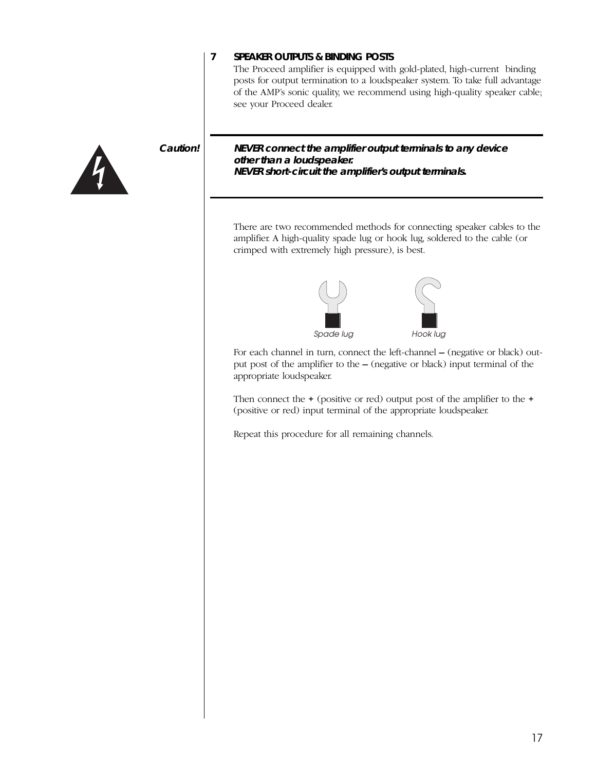## 7 SPEAKER OUTPUTS & BINDING POSTS

The Proceed amplifier is equipped with gold-plated, high-current binding posts for output termination to a loudspeaker system. To take full advantage of the AMP's sonic quality, we recommend using high-quality speaker cable; see your Proceed dealer.

***Caution!***

***NEVER connect the amplifier output terminals to any device other than a loudspeaker.***
***NEVER short-circuit the amplifier's output terminals.***

There are two recommended methods for connecting speaker cables to the amplifier. A high-quality spade lug or hook lug, soldered to the cable (or crimped with extremely high pressure), is best.

*Spade lug* *Hook lug*

For each channel in turn, connect the left-channel **–** (negative or black) output post of the amplifier to the **–** (negative or black) input terminal of the appropriate loudspeaker.

Then connect the **+** (positive or red) output post of the amplifier to the **+** (positive or red) input terminal of the appropriate loudspeaker.

Repeat this procedure for all remaining channels.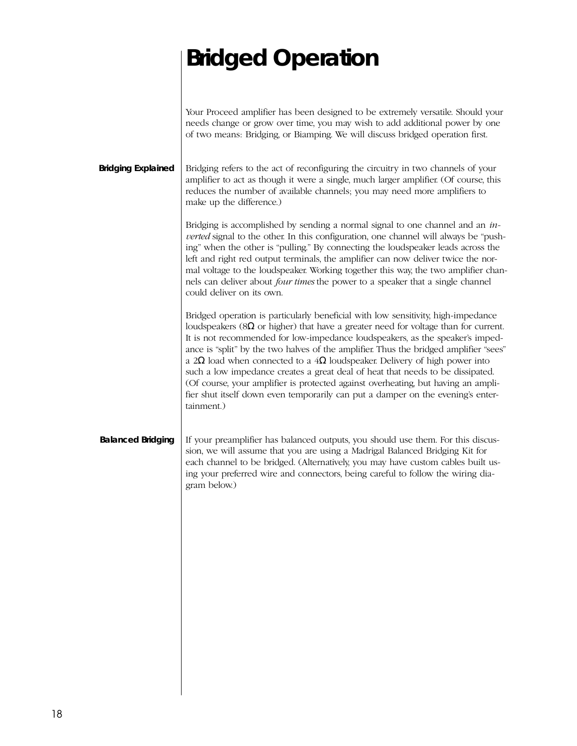# Bridged Operation

Your Proceed amplifier has been designed to be extremely versatile. Should your needs change or grow over time, you may wish to add additional power by one of two means: Bridging, or Biamping. We will discuss bridged operation first.

### Bridging Explained

Bridging refers to the act of reconfiguring the circuitry in two channels of your amplifier to act as though it were a single, much larger amplifier. (Of course, this reduces the number of available channels; you may need more amplifiers to make up the difference.)

Bridging is accomplished by sending a normal signal to one channel and an *inverted* signal to the other. In this configuration, one channel will always be "pushing" when the other is "pulling." By connecting the loudspeaker leads across the left and right red output terminals, the amplifier can now deliver twice the normal voltage to the loudspeaker. Working together this way, the two amplifier channels can deliver about *four times* the power to a speaker that a single channel could deliver on its own.

Bridged operation is particularly beneficial with low sensitivity, high-impedance loudspeakers (8Ω or higher) that have a greater need for voltage than for current. It is not recommended for low-impedance loudspeakers, as the speaker's impedance is "split" by the two halves of the amplifier. Thus the bridged amplifier "sees" a 2Ω load when connected to a 4Ω loudspeaker. Delivery of high power into such a low impedance creates a great deal of heat that needs to be dissipated. (Of course, your amplifier is protected against overheating, but having an amplifier shut itself down even temporarily can put a damper on the evening's entertainment.)

### Balanced Bridging

If your preamplifier has balanced outputs, you should use them. For this discussion, we will assume that you are using a Madrigal Balanced Bridging Kit for each channel to be bridged. (Alternatively, you may have custom cables built using your preferred wire and connectors, being careful to follow the wiring diagram below.)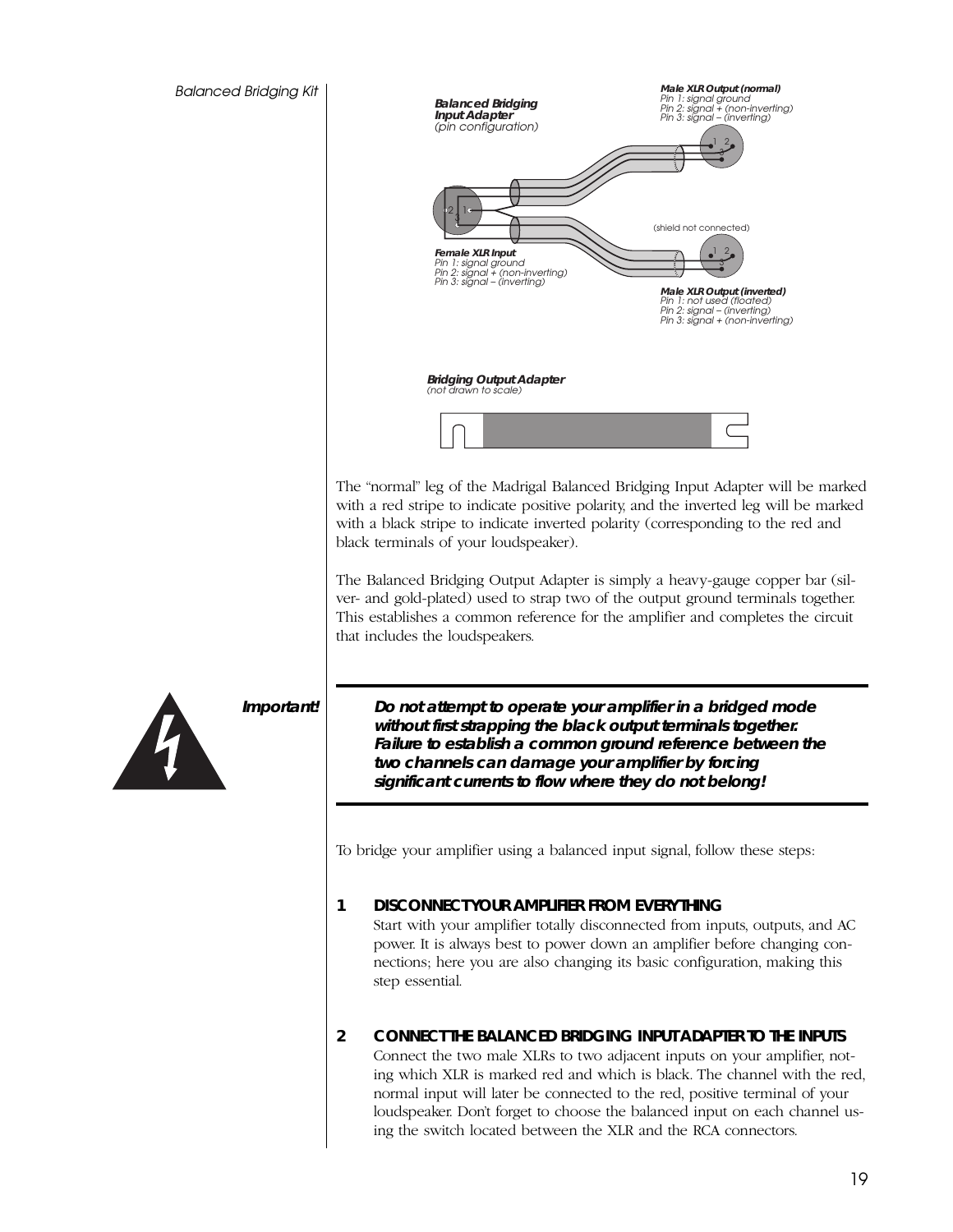*Balanced Bridging Kit*

**Balanced Bridging Input Adapter**
*(pin configuration)*

**Male XLR Output (normal)**
*Pin 1: signal ground*
*Pin 2: signal + (non-inverting)*
*Pin 3: signal – (inverting)*

(shield not connected)

**Female XLR Input**
*Pin 1: signal ground*
*Pin 2: signal + (non-inverting)*
*Pin 3: signal – (inverting)*

**Male XLR Output (inverted)**
*Pin 1: not used (floated)*
*Pin 2: signal – (inverting)*
*Pin 3: signal + (non-inverting)*

**Bridging Output Adapter**
*(not drawn to scale)*

The "normal" leg of the Madrigal Balanced Bridging Input Adapter will be marked with a red stripe to indicate positive polarity, and the inverted leg will be marked with a black stripe to indicate inverted polarity (corresponding to the red and black terminals of your loudspeaker).

The Balanced Bridging Output Adapter is simply a heavy-gauge copper bar (silver- and gold-plated) used to strap two of the output ground terminals together. This establishes a common reference for the amplifier and completes the circuit that includes the loudspeakers.

***Important!***

***Do not attempt to operate your amplifier in a bridged mode without first strapping the black output terminals together. Failure to establish a common ground reference between the two channels can damage your amplifier by forcing significant currents to flow where they do not belong!***

To bridge your amplifier using a balanced input signal, follow these steps:

**1 DISCONNECT YOUR AMPLIFIER FROM EVERYTHING**

Start with your amplifier totally disconnected from inputs, outputs, and AC power. It is always best to power down an amplifier before changing connections; here you are also changing its basic configuration, making this step essential.

**2 CONNECT THE BALANCED BRIDGING INPUT ADAPTER TO THE INPUTS**

Connect the two male XLRs to two adjacent inputs on your amplifier, noting which XLR is marked red and which is black. The channel with the red, normal input will later be connected to the red, positive terminal of your loudspeaker. Don't forget to choose the balanced input on each channel using the switch located between the XLR and the RCA connectors.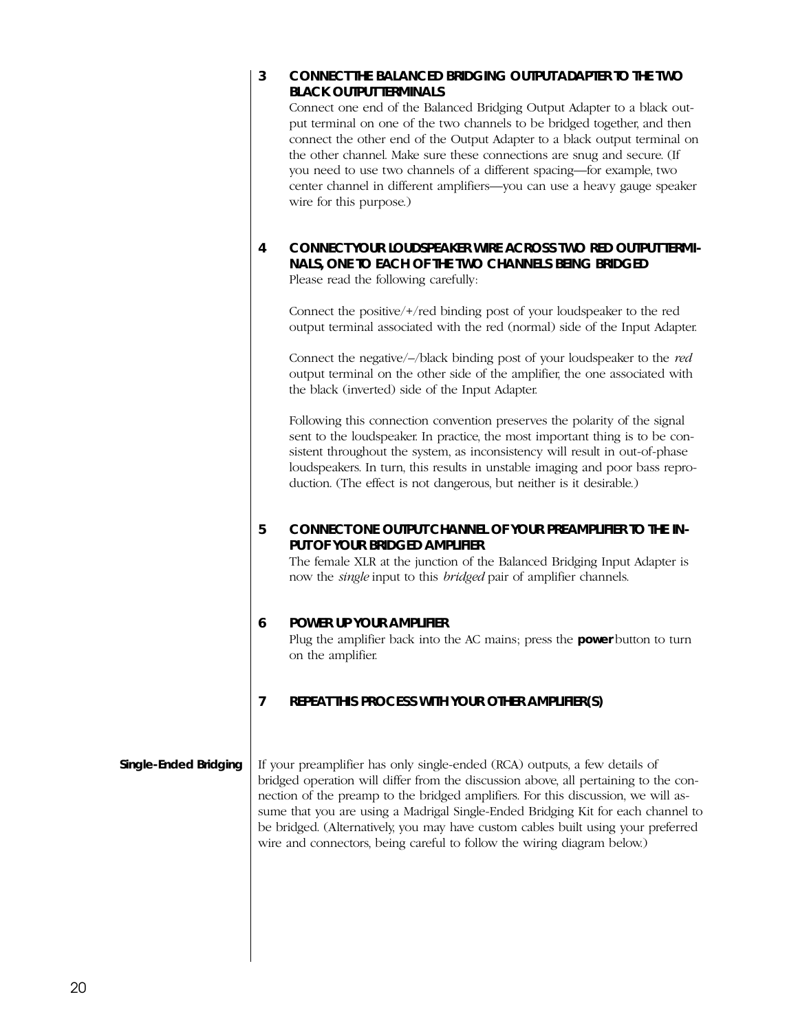**3 CONNECT THE BALANCED BRIDGING OUTPUT ADAPTER TO THE TWO BLACK OUTPUT TERMINALS**

Connect one end of the Balanced Bridging Output Adapter to a black output terminal on one of the two channels to be bridged together, and then connect the other end of the Output Adapter to a black output terminal on the other channel. Make sure these connections are snug and secure. (If you need to use two channels of a different spacing—for example, two center channel in different amplifiers—you can use a heavy gauge speaker wire for this purpose.)

**4 CONNECT YOUR LOUDSPEAKER WIRE ACROSS TWO RED OUTPUT TERMINALS, ONE TO EACH OF THE TWO CHANNELS BEING BRIDGED**

Please read the following carefully:

Connect the positive/+/red binding post of your loudspeaker to the red output terminal associated with the red (normal) side of the Input Adapter.

Connect the negative/–/black binding post of your loudspeaker to the *red* output terminal on the other side of the amplifier, the one associated with the black (inverted) side of the Input Adapter.

Following this connection convention preserves the polarity of the signal sent to the loudspeaker. In practice, the most important thing is to be consistent throughout the system, as inconsistency will result in out-of-phase loudspeakers. In turn, this results in unstable imaging and poor bass reproduction. (The effect is not dangerous, but neither is it desirable.)

**5 CONNECT ONE OUTPUT CHANNEL OF YOUR PREAMPLIFIER TO THE INPUT OF YOUR BRIDGED AMPLIFIER**

The female XLR at the junction of the Balanced Bridging Input Adapter is now the *single* input to this *bridged* pair of amplifier channels.

**6 POWER UP YOUR AMPLIFIER**

Plug the amplifier back into the AC mains; press the **power** button to turn on the amplifier.

**7 REPEAT THIS PROCESS WITH YOUR OTHER AMPLIFIER(S)**

## Single-Ended Bridging

If your preamplifier has only single-ended (RCA) outputs, a few details of bridged operation will differ from the discussion above, all pertaining to the connection of the preamp to the bridged amplifiers. For this discussion, we will assume that you are using a Madrigal Single-Ended Bridging Kit for each channel to be bridged. (Alternatively, you may have custom cables built using your preferred wire and connectors, being careful to follow the wiring diagram below.)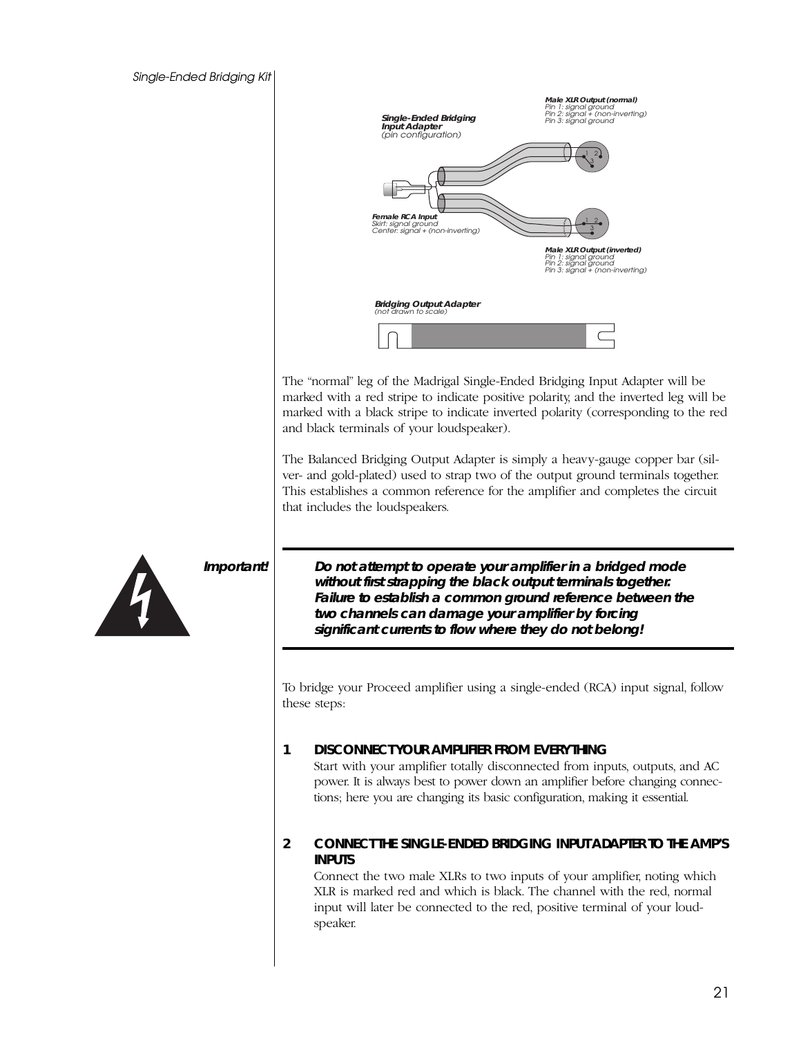Single-Ended Bridging Kit

**Single-Ended Bridging Input Adapter**
*(pin configuration)*

**Male XLR Output (normal)**
*Pin 1: signal ground*
*Pin 2: signal + (non-inverting)*
*Pin 3: signal ground*

**Female RCA Input**
*Skirt: signal ground*
*Center: signal + (non-inverting)*

**Male XLR Output (inverted)**
*Pin 1: signal ground*
*Pin 2: signal ground*
*Pin 3: signal + (non-inverting)*

**Bridging Output Adapter**
*(not drawn to scale)*

The "normal" leg of the Madrigal Single-Ended Bridging Input Adapter will be marked with a red stripe to indicate positive polarity, and the inverted leg will be marked with a black stripe to indicate inverted polarity (corresponding to the red and black terminals of your loudspeaker).

The Balanced Bridging Output Adapter is simply a heavy-gauge copper bar (silver- and gold-plated) used to strap two of the output ground terminals together. This establishes a common reference for the amplifier and completes the circuit that includes the loudspeakers.

***Important!***

***Do not attempt to operate your amplifier in a bridged mode without first strapping the black output terminals together. Failure to establish a common ground reference between the two channels can damage your amplifier by forcing significant currents to flow where they do not belong!***

To bridge your Proceed amplifier using a single-ended (RCA) input signal, follow these steps:

**1 DISCONNECT YOUR AMPLIFIER FROM EVERYTHING**

Start with your amplifier totally disconnected from inputs, outputs, and AC power. It is always best to power down an amplifier before changing connections; here you are changing its basic configuration, making it essential.

**2 CONNECT THE SINGLE-ENDED BRIDGING INPUT ADAPTER TO THE AMP'S INPUTS**

Connect the two male XLRs to two inputs of your amplifier, noting which XLR is marked red and which is black. The channel with the red, normal input will later be connected to the red, positive terminal of your loudspeaker.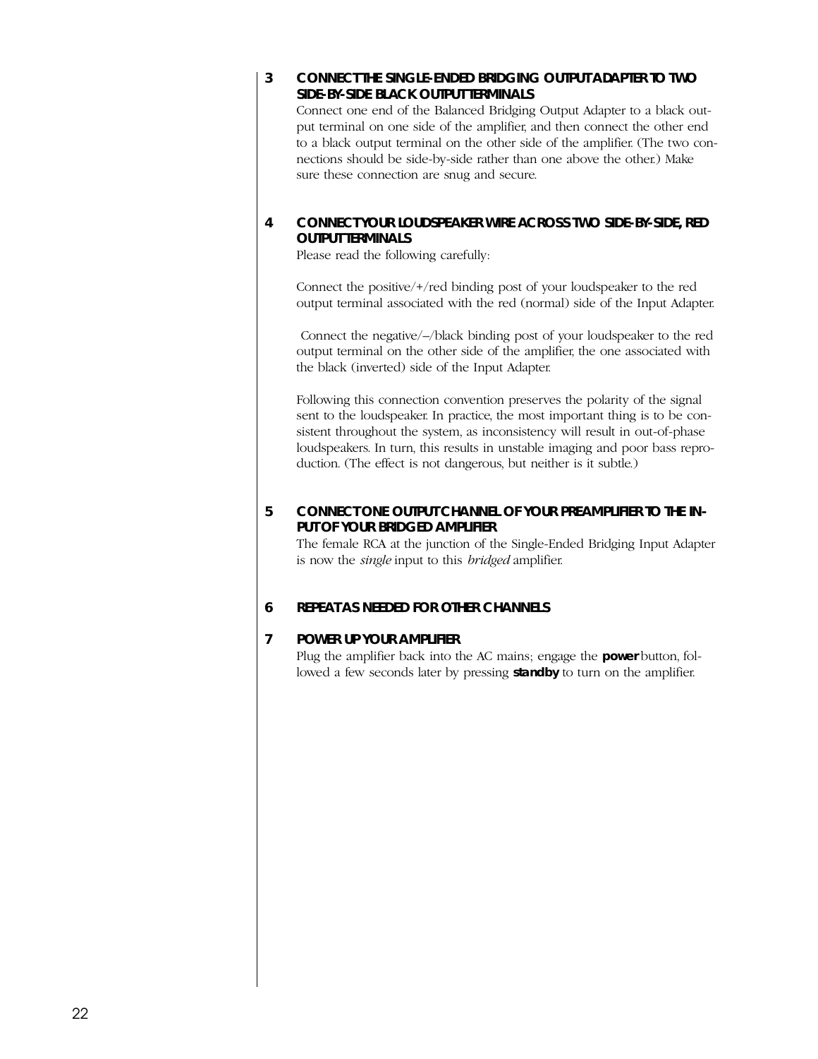### 3 CONNECT THE SINGLE-ENDED BRIDGING OUTPUT ADAPTER TO TWO SIDE-BY-SIDE BLACK OUTPUT TERMINALS

Connect one end of the Balanced Bridging Output Adapter to a black output terminal on one side of the amplifier, and then connect the other end to a black output terminal on the other side of the amplifier. (The two connections should be side-by-side rather than one above the other.) Make sure these connection are snug and secure.

### 4 CONNECT YOUR LOUDSPEAKER WIRE ACROSS TWO SIDE-BY-SIDE, RED OUTPUT TERMINALS

Please read the following carefully:

Connect the positive/+/red binding post of your loudspeaker to the red output terminal associated with the red (normal) side of the Input Adapter.

Connect the negative/–/black binding post of your loudspeaker to the red output terminal on the other side of the amplifier, the one associated with the black (inverted) side of the Input Adapter.

Following this connection convention preserves the polarity of the signal sent to the loudspeaker. In practice, the most important thing is to be consistent throughout the system, as inconsistency will result in out-of-phase loudspeakers. In turn, this results in unstable imaging and poor bass reproduction. (The effect is not dangerous, but neither is it subtle.)

### 5 CONNECT ONE OUTPUT CHANNEL OF YOUR PREAMPLIFIER TO THE INPUT OF YOUR BRIDGED AMPLIFIER

The female RCA at the junction of the Single-Ended Bridging Input Adapter is now the *single* input to this *bridged* amplifier.

### 6 REPEAT AS NEEDED FOR OTHER CHANNELS

### 7 POWER UP YOUR AMPLIFIER

Plug the amplifier back into the AC mains; engage the **power** button, followed a few seconds later by pressing **standby** to turn on the amplifier.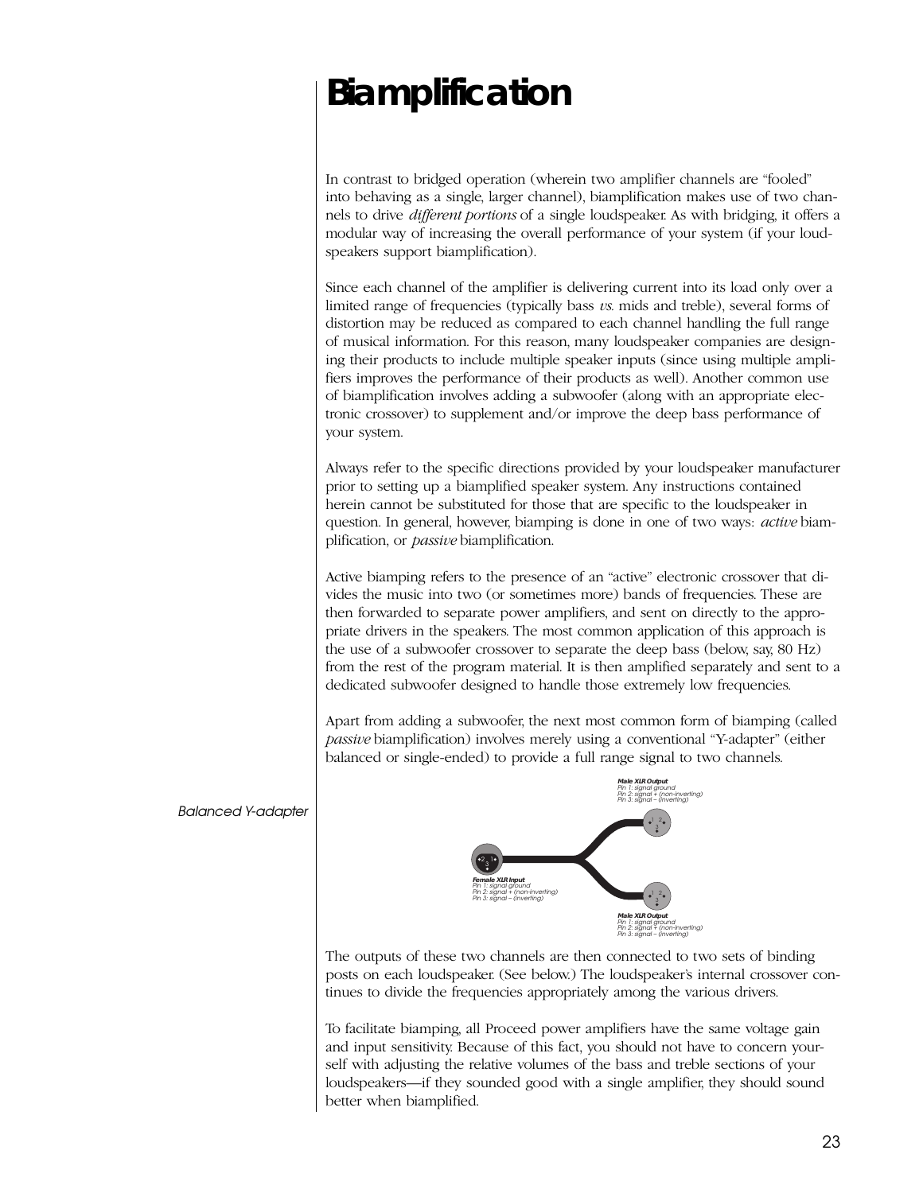# Biamplification

In contrast to bridged operation (wherein two amplifier channels are "fooled" into behaving as a single, larger channel), biamplification makes use of two channels to drive *different portions* of a single loudspeaker. As with bridging, it offers a modular way of increasing the overall performance of your system (if your loudspeakers support biamplification).

Since each channel of the amplifier is delivering current into its load only over a limited range of frequencies (typically bass *vs.* mids and treble), several forms of distortion may be reduced as compared to each channel handling the full range of musical information. For this reason, many loudspeaker companies are designing their products to include multiple speaker inputs (since using multiple amplifiers improves the performance of their products as well). Another common use of biamplification involves adding a subwoofer (along with an appropriate electronic crossover) to supplement and/or improve the deep bass performance of your system.

Always refer to the specific directions provided by your loudspeaker manufacturer prior to setting up a biamplified speaker system. Any instructions contained herein cannot be substituted for those that are specific to the loudspeaker in question. In general, however, biamping is done in one of two ways: *active* biamplification, or *passive* biamplification.

Active biamping refers to the presence of an "active" electronic crossover that divides the music into two (or sometimes more) bands of frequencies. These are then forwarded to separate power amplifiers, and sent on directly to the appropriate drivers in the speakers. The most common application of this approach is the use of a subwoofer crossover to separate the deep bass (below, say, 80 Hz) from the rest of the program material. It is then amplified separately and sent to a dedicated subwoofer designed to handle those extremely low frequencies.

Apart from adding a subwoofer, the next most common form of biamping (called *passive* biamplification) involves merely using a conventional "Y-adapter" (either balanced or single-ended) to provide a full range signal to two channels.

*Balanced Y-adapter*

**Male XLR Output**
*Pin 1: signal ground*
*Pin 2: signal + (non-inverting)*
*Pin 3: signal – (inverting)*

**Female XLR Input**
*Pin 1: signal ground*
*Pin 2: signal + (non-inverting)*
*Pin 3: signal – (inverting)*

**Male XLR Output**
*Pin 1: signal ground*
*Pin 2: signal + (non-inverting)*
*Pin 3: signal – (inverting)*

The outputs of these two channels are then connected to two sets of binding posts on each loudspeaker. (See below.) The loudspeaker's internal crossover continues to divide the frequencies appropriately among the various drivers.

To facilitate biamping, all Proceed power amplifiers have the same voltage gain and input sensitivity. Because of this fact, you should not have to concern yourself with adjusting the relative volumes of the bass and treble sections of your loudspeakers—if they sounded good with a single amplifier, they should sound better when biamplified.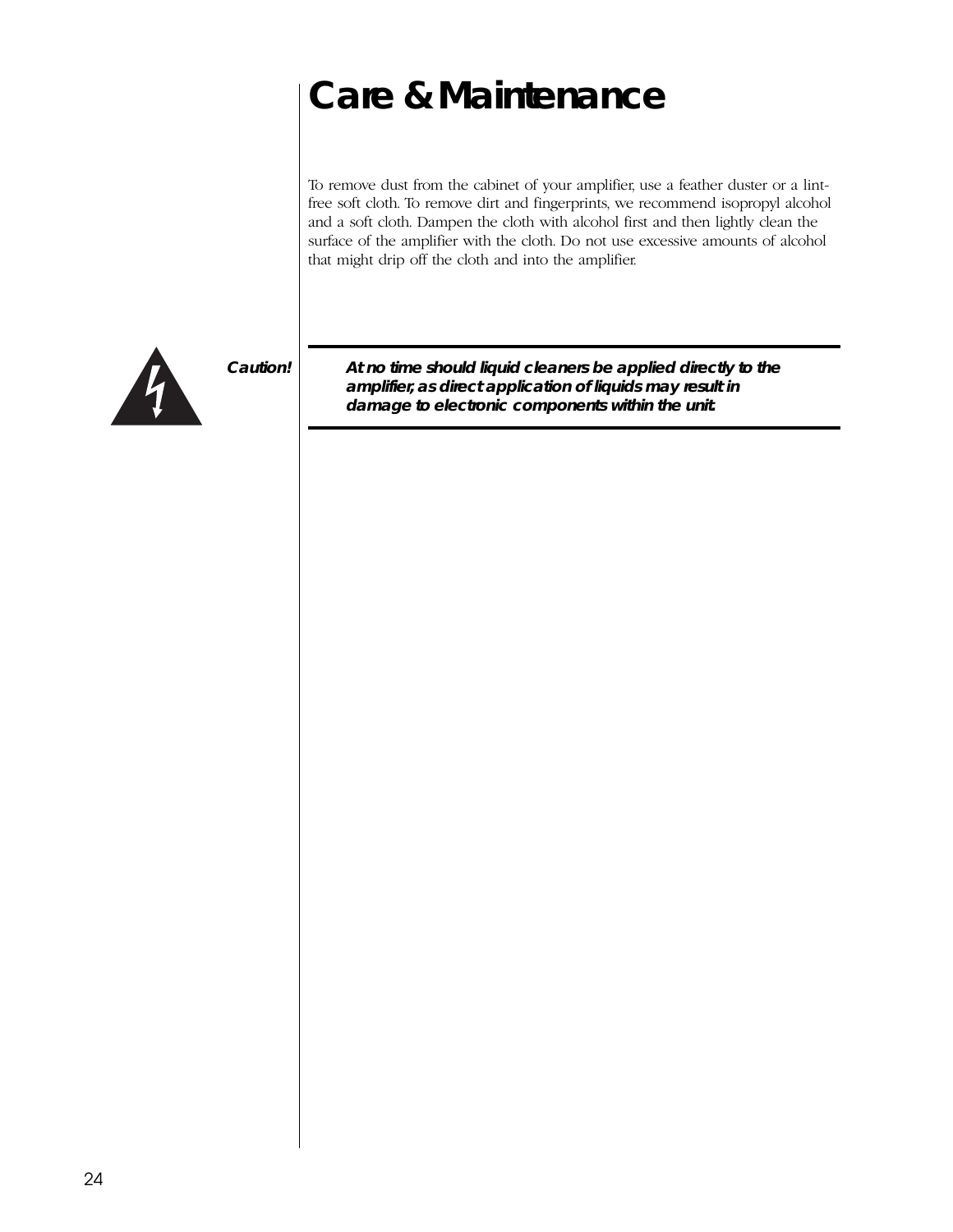# Care & Maintenance

To remove dust from the cabinet of your amplifier, use a feather duster or a lint-free soft cloth. To remove dirt and fingerprints, we recommend isopropyl alcohol and a soft cloth. Dampen the cloth with alcohol first and then lightly clean the surface of the amplifier with the cloth. Do not use excessive amounts of alcohol that might drip off the cloth and into the amplifier.

***Caution!*** ***At no time should liquid cleaners be applied directly to the amplifier, as direct application of liquids may result in damage to electronic components within the unit.***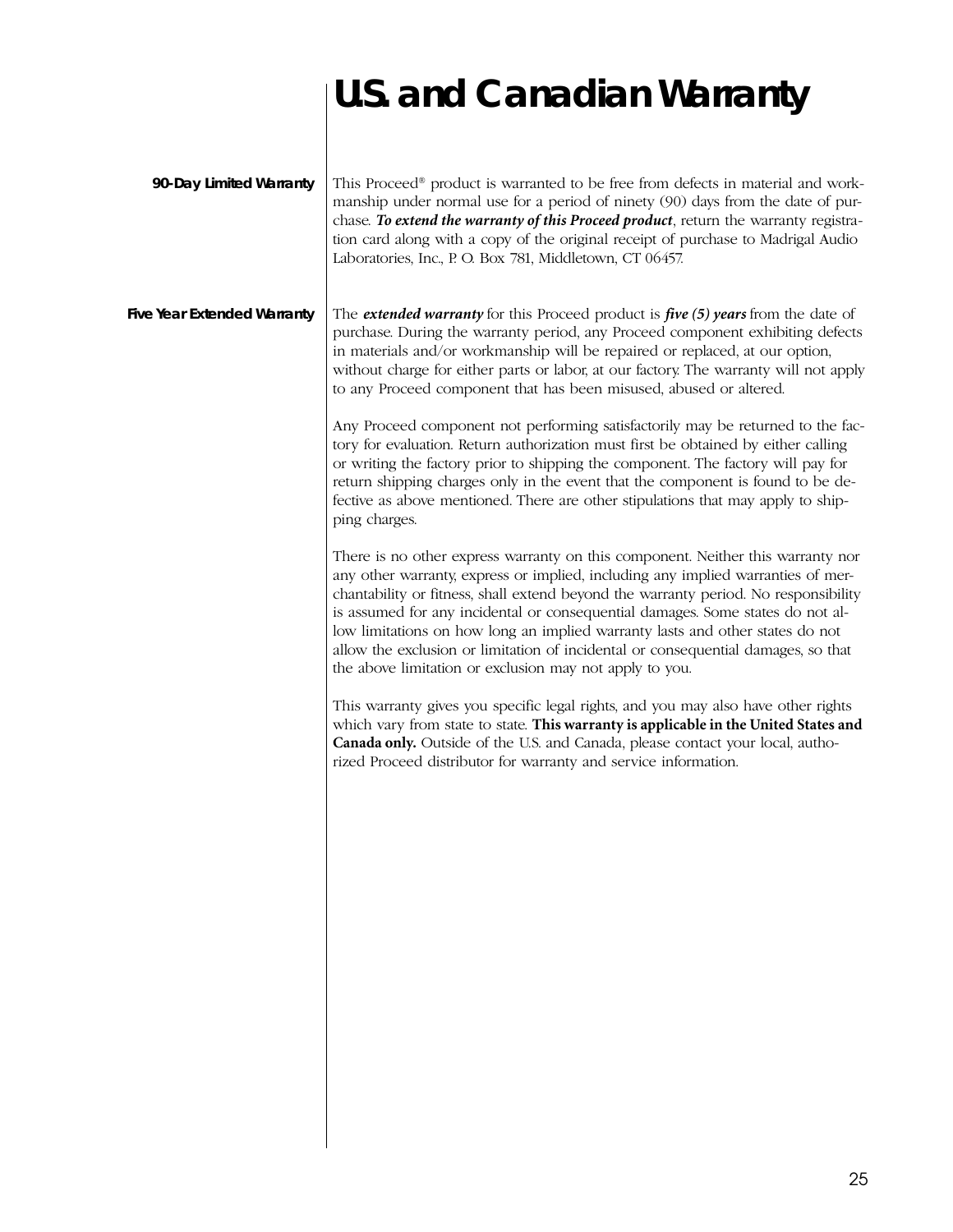# U.S. and Canadian Warranty

## 90-Day Limited Warranty

This Proceed® product is warranted to be free from defects in material and workmanship under normal use for a period of ninety (90) days from the date of purchase. ***To extend the warranty of this Proceed product***, return the warranty registration card along with a copy of the original receipt of purchase to Madrigal Audio Laboratories, Inc., P. O. Box 781, Middletown, CT 06457.

## Five Year Extended Warranty

The ***extended warranty*** for this Proceed product is ***five (5) years*** from the date of purchase. During the warranty period, any Proceed component exhibiting defects in materials and/or workmanship will be repaired or replaced, at our option, without charge for either parts or labor, at our factory. The warranty will not apply to any Proceed component that has been misused, abused or altered.

Any Proceed component not performing satisfactorily may be returned to the factory for evaluation. Return authorization must first be obtained by either calling or writing the factory prior to shipping the component. The factory will pay for return shipping charges only in the event that the component is found to be defective as above mentioned. There are other stipulations that may apply to shipping charges.

There is no other express warranty on this component. Neither this warranty nor any other warranty, express or implied, including any implied warranties of merchantability or fitness, shall extend beyond the warranty period. No responsibility is assumed for any incidental or consequential damages. Some states do not allow limitations on how long an implied warranty lasts and other states do not allow the exclusion or limitation of incidental or consequential damages, so that the above limitation or exclusion may not apply to you.

This warranty gives you specific legal rights, and you may also have other rights which vary from state to state. **This warranty is applicable in the United States and Canada only.** Outside of the U.S. and Canada, please contact your local, authorized Proceed distributor for warranty and service information.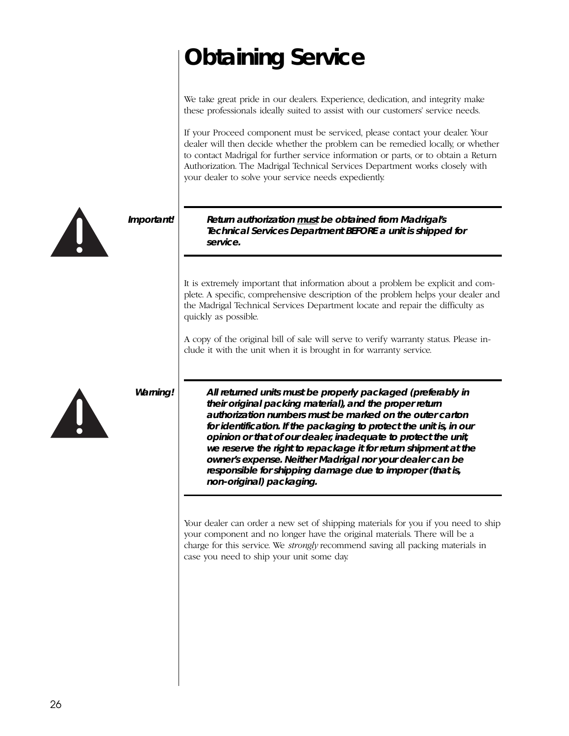# Obtaining Service

We take great pride in our dealers. Experience, dedication, and integrity make these professionals ideally suited to assist with our customers' service needs.

If your Proceed component must be serviced, please contact your dealer. Your dealer will then decide whether the problem can be remedied locally, or whether to contact Madrigal for further service information or parts, or to obtain a Return Authorization. The Madrigal Technical Services Department works closely with your dealer to solve your service needs expediently.

***Important!***

***Return authorization <u>must</u> be obtained from Madrigal's Technical Services Department BEFORE a unit is shipped for service.***

It is extremely important that information about a problem be explicit and complete. A specific, comprehensive description of the problem helps your dealer and the Madrigal Technical Services Department locate and repair the difficulty as quickly as possible.

A copy of the original bill of sale will serve to verify warranty status. Please include it with the unit when it is brought in for warranty service.

***Warning!***

***All returned units must be properly packaged (preferably in their original packing material), and the proper return authorization numbers must be marked on the outer carton for identification. If the packaging to protect the unit is, in our opinion or that of our dealer, inadequate to protect the unit, we reserve the right to repackage it for return shipment at the owner's expense. Neither Madrigal nor your dealer can be responsible for shipping damage due to improper (that is, non-original) packaging.***

Your dealer can order a new set of shipping materials for you if you need to ship your component and no longer have the original materials. There will be a charge for this service. We *strongly* recommend saving all packing materials in case you need to ship your unit some day.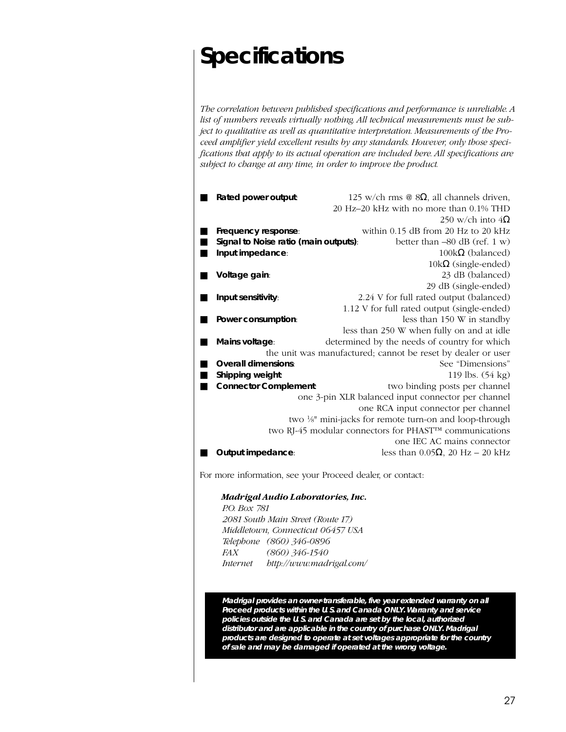# Specifications

*The correlation between published specifications and performance is unreliable. A list of numbers reveals virtually nothing. All technical measurements must be subject to qualitative as well as quantitative interpretation. Measurements of the Proceed amplifier yield excellent results by any standards. However, only those specifications that apply to its actual operation are included here. All specifications are subject to change at any time, in order to improve the product.*

- **Rated power output**: 125 w/ch rms @ 8Ω, all channels driven, 20 Hz–20 kHz with no more than 0.1% THD; 250 w/ch into 4Ω
- **Frequency response**: within 0.15 dB from 20 Hz to 20 kHz
- **Signal to Noise ratio (main outputs)**: better than –80 dB (ref. 1 w)
- **Input impedance**: 100kΩ (balanced); 10kΩ (single-ended)
- **Voltage gain**: 23 dB (balanced); 29 dB (single-ended)
- **Input sensitivity**: 2.24 V for full rated output (balanced); 1.12 V for full rated output (single-ended)
- **Power consumption**: less than 150 W in standby; less than 250 W when fully on and at idle
- **Mains voltage**: determined by the needs of country for which the unit was manufactured; cannot be reset by dealer or user
- **Overall dimensions**: See "Dimensions"
- **Shipping weight**: 119 lbs. (54 kg)
- **Connector Complement**: two binding posts per channel; one 3-pin XLR balanced input connector per channel; one RCA input connector per channel; two ⅛" mini-jacks for remote turn-on and loop-through; two RJ-45 modular connectors for PHAST™ communications; one IEC AC mains connector
- **Output impedance**: less than 0.05Ω, 20 Hz – 20 kHz

For more information, see your Proceed dealer, or contact:

***Madrigal Audio Laboratories, Inc.***
*P.O. Box 781*
*2081 South Main Street (Route 17)*
*Middletown, Connecticut 06457 USA*
*Telephone (860) 346-0896*
*FAX (860) 346-1540*
*Internet http://www.madrigal.com/*

***Madrigal provides an owner-transferable, five year extended warranty on all Proceed products within the U.S. and Canada ONLY. Warranty and service policies outside the U.S. and Canada are set by the local, authorized distributor and are applicable in the country of purchase ONLY. Madrigal products are designed to operate at set voltages appropriate for the country of sale and may be damaged if operated at the wrong voltage.***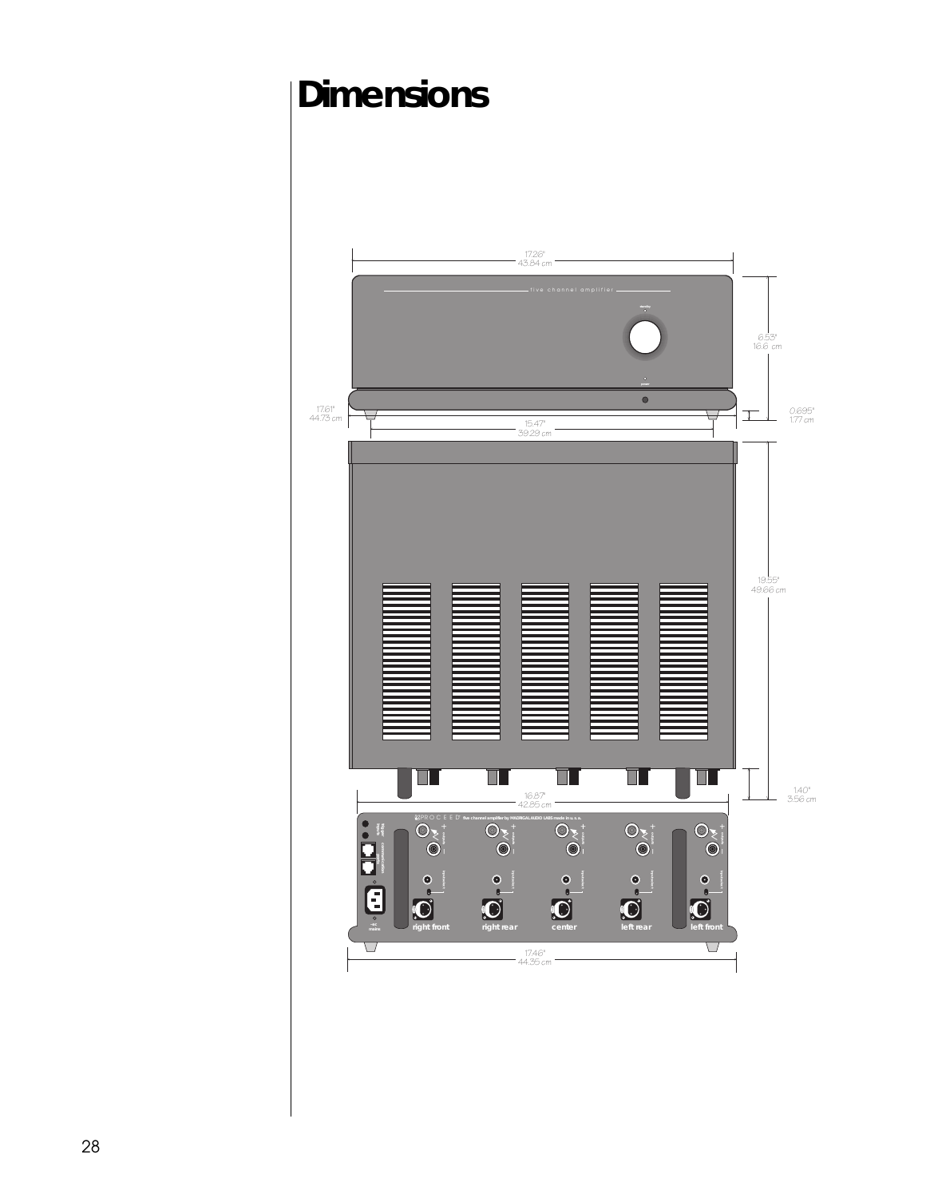# Dimensions

17.26"
43.84 cm

five channel amplifier

standby

power

6.53"
16.6 cm

17.61"
44.73 cm

15.47"
39.29 cm

0.695"
1.77 cm

19.55"
49.66 cm

1.40"
3.56 cm

16.87"
42.85 cm

PROCEED five channel amplifier by MADRIGAL AUDIO LABS made in u.s.a.

~ac mains

right front

right rear

center

left rear

left front

17.46"
44.35 cm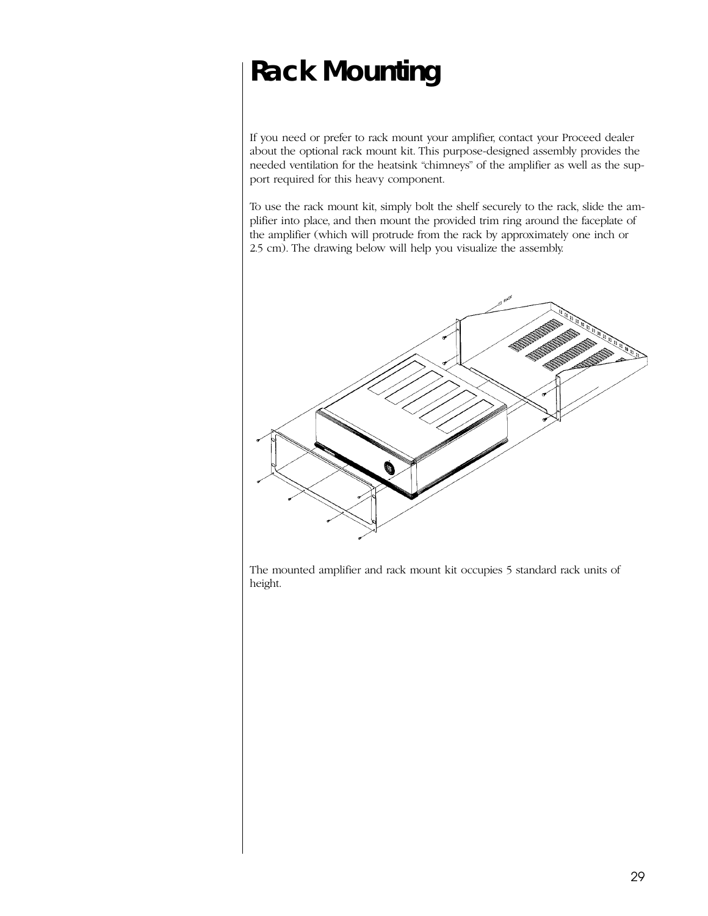# Rack Mounting

If you need or prefer to rack mount your amplifier, contact your Proceed dealer about the optional rack mount kit. This purpose-designed assembly provides the needed ventilation for the heatsink "chimneys" of the amplifier as well as the support required for this heavy component.

To use the rack mount kit, simply bolt the shelf securely to the rack, slide the amplifier into place, and then mount the provided trim ring around the faceplate of the amplifier (which will protrude from the rack by approximately one inch or 2.5 cm). The drawing below will help you visualize the assembly.

The mounted amplifier and rack mount kit occupies 5 standard rack units of height.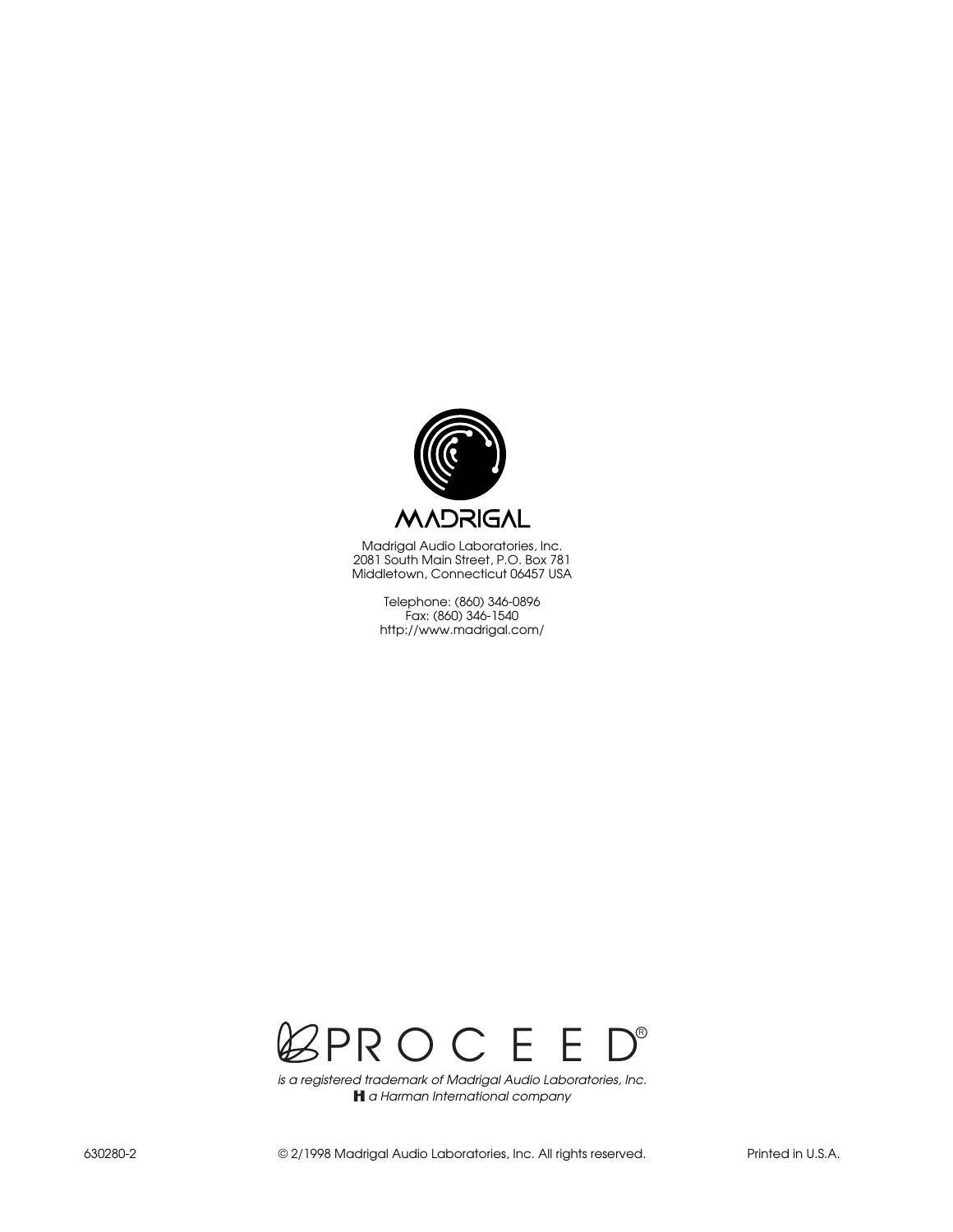MADRIGAL

Madrigal Audio Laboratories, Inc.
2081 South Main Street, P.O. Box 781
Middletown, Connecticut 06457 USA

Telephone: (860) 346-0896
Fax: (860) 346-1540
http://www.madrigal.com/

PROCEED®

*is a registered trademark of Madrigal Audio Laboratories, Inc.*
*a Harman International company*

630280-2 © 2/1998 Madrigal Audio Laboratories, Inc. All rights reserved. Printed in U.S.A.